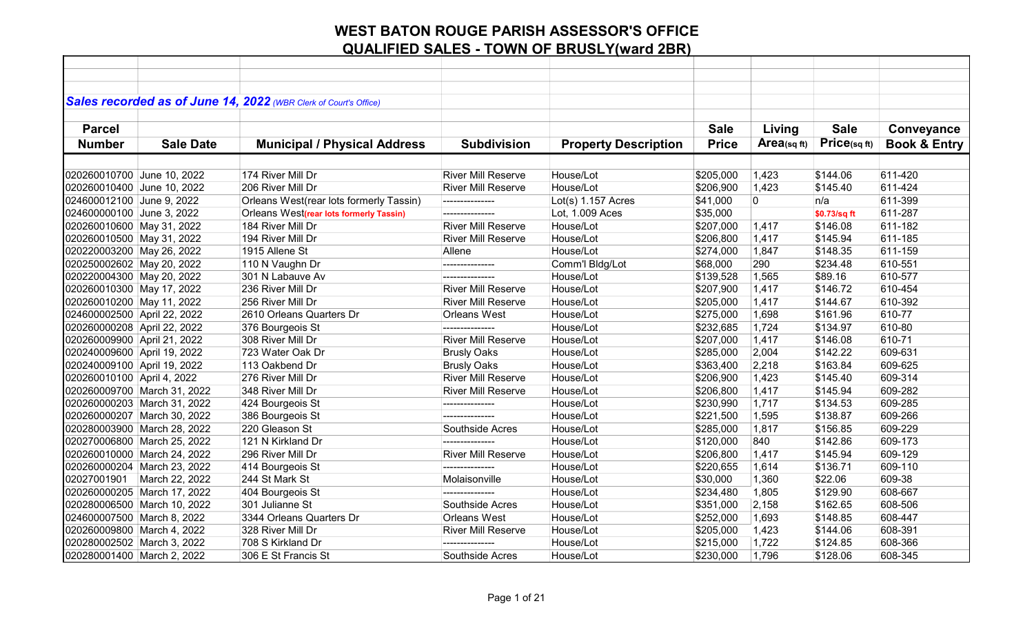# WEST BATON ROUGE PARISH ASSESSOR'S OFFICE

## QUALIFIED SALES - TOWN OF BRUSLY(ward 2BR)

***Sales recorded as of June 14, 2022*** *(WBR Clerk of Court's Office)*

| Parcel Number | Sale Date | Municipal / Physical Address | Subdivision | Property Description | Sale Price | Living Area(sq ft) | Sale Price(sq ft) | Conveyance Book & Entry |
|---|---|---|---|---|---|---|---|---|
| 020260010700 | June 10, 2022 | 174 River Mill Dr | River Mill Reserve | House/Lot | $205,000 | 1,423 | $144.06 | 611-420 |
| 020260010400 | June 10, 2022 | 206 River Mill Dr | River Mill Reserve | House/Lot | $206,900 | 1,423 | $145.40 | 611-424 |
| 024600012100 | June 9, 2022 | Orleans West(rear lots formerly Tassin) | --------------- | Lot(s) 1.157 Acres | $41,000 | 0 | n/a | 611-399 |
| 024600000100 | June 3, 2022 | Orleans West**(rear lots formerly Tassin)** | --------------- | Lot, 1.009 Aces | $35,000 | | **$0.73/sq ft** | 611-287 |
| 020260010600 | May 31, 2022 | 184 River Mill Dr | River Mill Reserve | House/Lot | $207,000 | 1,417 | $146.08 | 611-182 |
| 020260010500 | May 31, 2022 | 194 River Mill Dr | River Mill Reserve | House/Lot | $206,800 | 1,417 | $145.94 | 611-185 |
| 020220003200 | May 26, 2022 | 1915 Allene St | Allene | House/Lot | $274,000 | 1,847 | $148.35 | 611-159 |
| 020250002602 | May 20, 2022 | 110 N Vaughn Dr | --------------- | Comm'l Bldg/Lot | $68,000 | 290 | $234.48 | 610-551 |
| 020220004300 | May 20, 2022 | 301 N Labauve Av | --------------- | House/Lot | $139,528 | 1,565 | $89.16 | 610-577 |
| 020260010300 | May 17, 2022 | 236 River Mill Dr | River Mill Reserve | House/Lot | $207,900 | 1,417 | $146.72 | 610-454 |
| 020260010200 | May 11, 2022 | 256 River Mill Dr | River Mill Reserve | House/Lot | $205,000 | 1,417 | $144.67 | 610-392 |
| 024600002500 | April 22, 2022 | 2610 Orleans Quarters Dr | Orleans West | House/Lot | $275,000 | 1,698 | $161.96 | 610-77 |
| 020260000208 | April 22, 2022 | 376 Bourgeois St | --------------- | House/Lot | $232,685 | 1,724 | $134.97 | 610-80 |
| 020260009900 | April 21, 2022 | 308 River Mill Dr | River Mill Reserve | House/Lot | $207,000 | 1,417 | $146.08 | 610-71 |
| 020240009600 | April 19, 2022 | 723 Water Oak Dr | Brusly Oaks | House/Lot | $285,000 | 2,004 | $142.22 | 609-631 |
| 020240009100 | April 19, 2022 | 113 Oakbend Dr | Brusly Oaks | House/Lot | $363,400 | 2,218 | $163.84 | 609-625 |
| 020260010100 | April 4, 2022 | 276 River Mill Dr | River Mill Reserve | House/Lot | $206,900 | 1,423 | $145.40 | 609-314 |
| 020260009700 | March 31, 2022 | 348 River Mill Dr | River Mill Reserve | House/Lot | $206,800 | 1,417 | $145.94 | 609-282 |
| 020260000203 | March 31, 2022 | 424 Bourgeois St | --------------- | House/Lot | $230,990 | 1,717 | $134.53 | 609-285 |
| 020260000207 | March 30, 2022 | 386 Bourgeois St | --------------- | House/Lot | $221,500 | 1,595 | $138.87 | 609-266 |
| 020280003900 | March 28, 2022 | 220 Gleason St | Southside Acres | House/Lot | $285,000 | 1,817 | $156.85 | 609-229 |
| 020270006800 | March 25, 2022 | 121 N Kirkland Dr | --------------- | House/Lot | $120,000 | 840 | $142.86 | 609-173 |
| 020260010000 | March 24, 2022 | 296 River Mill Dr | River Mill Reserve | House/Lot | $206,800 | 1,417 | $145.94 | 609-129 |
| 020260000204 | March 23, 2022 | 414 Bourgeois St | --------------- | House/Lot | $220,655 | 1,614 | $136.71 | 609-110 |
| 020270019​01 | March 22, 2022 | 244 St Mark St | Molaisonville | House/Lot | $30,000 | 1,360 | $22.06 | 609-38 |
| 020260000205 | March 17, 2022 | 404 Bourgeois St | --------------- | House/Lot | $234,480 | 1,805 | $129.90 | 608-667 |
| 020280006500 | March 10, 2022 | 301 Julianne St | Southside Acres | House/Lot | $351,000 | 2,158 | $162.65 | 608-506 |
| 024600007500 | March 8, 2022 | 3344 Orleans Quarters Dr | Orleans West | House/Lot | $252,000 | 1,693 | $148.85 | 608-447 |
| 020260009800 | March 4, 2022 | 328 River Mill Dr | River Mill Reserve | House/Lot | $205,000 | 1,423 | $144.06 | 608-391 |
| 020280002502 | March 3, 2022 | 708 S Kirkland Dr | --------------- | House/Lot | $215,000 | 1,722 | $124.85 | 608-366 |
| 020280001400 | March 2, 2022 | 306 E St Francis St | Southside Acres | House/Lot | $230,000 | 1,796 | $128.06 | 608-345 |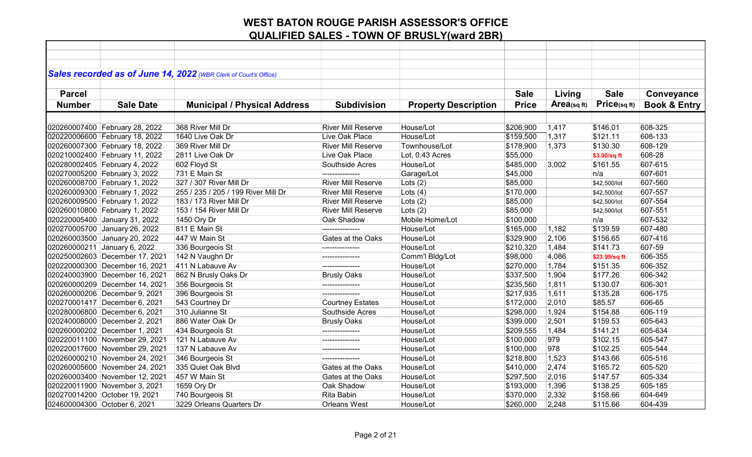# WEST BATON ROUGE PARISH ASSESSOR'S OFFICE

## QUALIFIED SALES - TOWN OF BRUSLY(ward 2BR)

***Sales recorded as of June 14, 2022*** *(WBR Clerk of Court's Office)*

| Parcel Number | Sale Date | Municipal / Physical Address | Subdivision | Property Description | Sale Price | Living Area(sq ft) | Sale Price(sq ft) | Conveyance Book & Entry |
|---|---|---|---|---|---|---|---|---|
| 020260007400 | February 28, 2022 | 368 River Mill Dr | River Mill Reserve | House/Lot | $206,900 | 1,417 | $146.01 | 608-325 |
| 020220006600 | February 18, 2022 | 1640 Live Oak Dr | Live Oak Place | House/Lot | $159,500 | 1,317 | $121.11 | 608-133 |
| 020260007300 | February 18, 2022 | 369 River Mill Dr | River Mill Reserve | Townhouse/Lot | $178,900 | 1,373 | $130.30 | 608-129 |
| 020210002400 | February 11, 2022 | 2811 Live Oak Dr | Live Oak Place | Lot, 0.43 Acres | $55,000 | | $3.00/sq ft | 608-28 |
| 020280002405 | February 4, 2022 | 602 Floyd St | Southside Acres | House/Lot | $485,000 | 3,002 | $161.55 | 607-615 |
| 020270005200 | February 3, 2022 | 731 E Main St | --------------- | Garage/Lot | $45,000 | | n/a | 607-601 |
| 020260008700 | February 1, 2022 | 327 / 307 River Mill Dr | River Mill Reserve | Lots (2) | $85,000 | | $42,500/lot | 607-560 |
| 020260009300 | February 1, 2022 | 255 / 235 / 205 / 199 River Mill Dr | River Mill Reserve | Lots (4) | $170,000 | | $42,500/lot | 607-557 |
| 020260009500 | February 1, 2022 | 183 / 173 River Mill Dr | River Mill Reserve | Lots (2) | $85,000 | | $42,500/lot | 607-554 |
| 020260010800 | February 1, 2022 | 153 / 154 River Mill Dr | River Mill Reserve | Lots (2) | $85,000 | | $42,500/lot | 607-551 |
| 020220005400 | January 31, 2022 | 1450 Ory Dr | Oak Shadow | Mobile Home/Lot | $100,000 | | n/a | 607-532 |
| 020270005700 | January 26, 2022 | 811 E Main St | --------------- | House/Lot | $165,000 | 1,182 | $139.59 | 607-480 |
| 020260003500 | January 20, 2022 | 447 W Main St | Gates at the Oaks | House/Lot | $329,900 | 2,106 | $156.65 | 607-416 |
| 020260000211 | January 6, 2022 | 336 Bourgeois St | --------------- | House/Lot | $210,320 | 1,484 | $141.73 | 607-59 |
| 020250002603 | December 17, 2021 | 142 N Vaughn Dr | --------------- | Comm'l Bldg/Lot | $98,000 | 4,086 | $23.99/sq ft | 606-355 |
| 020220000300 | December 16, 2021 | 411 N Labauve Av | --------------- | House/Lot | $270,000 | 1,784 | $151.35 | 606-352 |
| 020240003900 | December 16, 2021 | 862 N Brusly Oaks Dr | Brusly Oaks | House/Lot | $337,500 | 1,904 | $177.26 | 606-342 |
| 020260000209 | December 14, 2021 | 356 Bourgeois St | --------------- | House/Lot | $235,560 | 1,811 | $130.07 | 606-301 |
| 020260000206 | December 9, 2021 | 396 Bourgeois St | --------------- | House/Lot | $217,935 | 1,611 | $135.28 | 606-175 |
| 020270001417 | December 6, 2021 | 543 Courtney Dr | Courtney Estates | House/Lot | $172,000 | 2,010 | $85.57 | 606-65 |
| 020280006800 | December 6, 2021 | 310 Julianne St | Southside Acres | House/Lot | $298,000 | 1,924 | $154.88 | 606-119 |
| 020240008000 | December 2, 2021 | 886 Water Oak Dr | Brusly Oaks | House/Lot | $399,000 | 2,501 | $159.53 | 605-643 |
| 020260000202 | December 1, 2021 | 434 Bourgeois St | --------------- | House/Lot | $209,555 | 1,484 | $141.21 | 605-634 |
| 020220011100 | November 29, 2021 | 121 N Labauve Av | --------------- | House/Lot | $100,000 | 979 | $102.15 | 605-547 |
| 020220017600 | November 29, 2021 | 137 N Labauve Av | --------------- | House/Lot | $100,000 | 978 | $102.25 | 605-544 |
| 020260000210 | November 24, 2021 | 346 Bourgeois St | --------------- | House/Lot | $218,800 | 1,523 | $143.66 | 605-516 |
| 020260005600 | November 24, 2021 | 335 Quiet Oak Blvd | Gates at the Oaks | House/Lot | $410,000 | 2,474 | $165.72 | 605-520 |
| 020260003400 | November 12, 2021 | 457 W Main St | Gates at the Oaks | House/Lot | $297,500 | 2,016 | $147.57 | 605-334 |
| 020220011900 | November 3, 2021 | 1659 Ory Dr | Oak Shadow | House/Lot | $193,000 | 1,396 | $138.25 | 605-185 |
| 020270014200 | October 19, 2021 | 740 Bourgeois St | Rita Babin | House/Lot | $370,000 | 2,332 | $158.66 | 604-649 |
| 024600004300 | October 6, 2021 | 3229 Orleans Quarters Dr | Orleans West | House/Lot | $260,000 | 2,248 | $115.66 | 604-439 |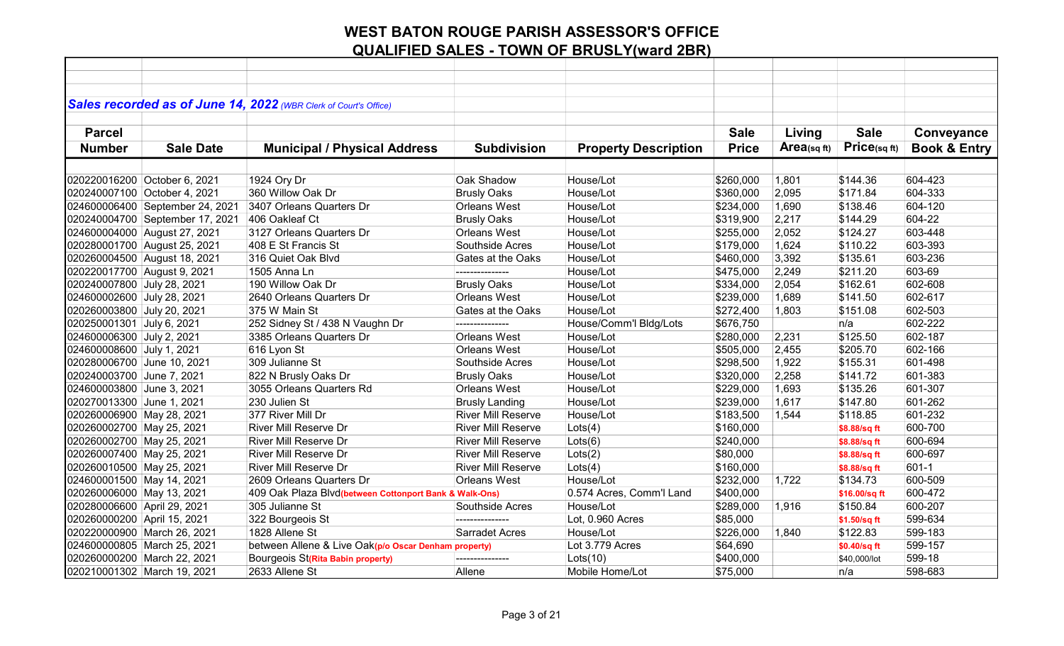# WEST BATON ROUGE PARISH ASSESSOR'S OFFICE
## QUALIFIED SALES - TOWN OF BRUSLY(ward 2BR)

***Sales recorded as of June 14, 2022** (WBR Clerk of Court's Office)*

| Parcel Number | Sale Date | Municipal / Physical Address | Subdivision | Property Description | Sale Price | Living Area(sq ft) | Sale Price(sq ft) | Conveyance Book & Entry |
|---|---|---|---|---|---|---|---|---|
| 020220016200 | October 6, 2021 | 1924 Ory Dr | Oak Shadow | House/Lot | $260,000 | 1,801 | $144.36 | 604-423 |
| 020240007100 | October 4, 2021 | 360 Willow Oak Dr | Brusly Oaks | House/Lot | $360,000 | 2,095 | $171.84 | 604-333 |
| 024600006400 | September 24, 2021 | 3407 Orleans Quarters Dr | Orleans West | House/Lot | $234,000 | 1,690 | $138.46 | 604-120 |
| 020240004700 | September 17, 2021 | 406 Oakleaf Ct | Brusly Oaks | House/Lot | $319,900 | 2,217 | $144.29 | 604-22 |
| 024600004000 | August 27, 2021 | 3127 Orleans Quarters Dr | Orleans West | House/Lot | $255,000 | 2,052 | $124.27 | 603-448 |
| 020280001700 | August 25, 2021 | 408 E St Francis St | Southside Acres | House/Lot | $179,000 | 1,624 | $110.22 | 603-393 |
| 020260004500 | August 18, 2021 | 316 Quiet Oak Blvd | Gates at the Oaks | House/Lot | $460,000 | 3,392 | $135.61 | 603-236 |
| 020220017700 | August 9, 2021 | 1505 Anna Ln | --------------- | House/Lot | $475,000 | 2,249 | $211.20 | 603-69 |
| 020240007800 | July 28, 2021 | 190 Willow Oak Dr | Brusly Oaks | House/Lot | $334,000 | 2,054 | $162.61 | 602-608 |
| 024600002600 | July 28, 2021 | 2640 Orleans Quarters Dr | Orleans West | House/Lot | $239,000 | 1,689 | $141.50 | 602-617 |
| 020260003800 | July 20, 2021 | 375 W Main St | Gates at the Oaks | House/Lot | $272,400 | 1,803 | $151.08 | 602-503 |
| 020250001301 | July 6, 2021 | 252 Sidney St / 438 N Vaughn Dr | --------------- | House/Comm'l Bldg/Lots | $676,750 | | n/a | 602-222 |
| 024600006300 | July 2, 2021 | 3385 Orleans Quarters Dr | Orleans West | House/Lot | $280,000 | 2,231 | $125.50 | 602-187 |
| 024600008600 | July 1, 2021 | 616 Lyon St | Orleans West | House/Lot | $505,000 | 2,455 | $205.70 | 602-166 |
| 020280006700 | June 10, 2021 | 309 Julianne St | Southside Acres | House/Lot | $298,500 | 1,922 | $155.31 | 601-498 |
| 020240003700 | June 7, 2021 | 822 N Brusly Oaks Dr | Brusly Oaks | House/Lot | $320,000 | 2,258 | $141.72 | 601-383 |
| 024600003800 | June 3, 2021 | 3055 Orleans Quarters Rd | Orleans West | House/Lot | $229,000 | 1,693 | $135.26 | 601-307 |
| 020270013300 | June 1, 2021 | 230 Julien St | Brusly Landing | House/Lot | $239,000 | 1,617 | $147.80 | 601-262 |
| 020260006900 | May 28, 2021 | 377 River Mill Dr | River Mill Reserve | House/Lot | $183,500 | 1,544 | $118.85 | 601-232 |
| 020260002700 | May 25, 2021 | River Mill Reserve Dr | River Mill Reserve | Lots(4) | $160,000 | | $8.88/sq ft | 600-700 |
| 020260002700 | May 25, 2021 | River Mill Reserve Dr | River Mill Reserve | Lots(6) | $240,000 | | $8.88/sq ft | 600-694 |
| 020260007400 | May 25, 2021 | River Mill Reserve Dr | River Mill Reserve | Lots(2) | $80,000 | | $8.88/sq ft | 600-697 |
| 020260010500 | May 25, 2021 | River Mill Reserve Dr | River Mill Reserve | Lots(4) | $160,000 | | $8.88/sq ft | 601-1 |
| 024600001500 | May 14, 2021 | 2609 Orleans Quarters Dr | Orleans West | House/Lot | $232,000 | 1,722 | $134.73 | 600-509 |
| 020260006000 | May 13, 2021 | 409 Oak Plaza Blvd**(between Cottonport Bank & Walk-Ons)** | | 0.574 Acres, Comm'l Land | $400,000 | | $16.00/sq ft | 600-472 |
| 020280006600 | April 29, 2021 | 305 Julianne St | Southside Acres | House/Lot | $289,000 | 1,916 | $150.84 | 600-207 |
| 020260000200 | April 15, 2021 | 322 Bourgeois St | --------------- | Lot, 0.960 Acres | $85,000 | | $1.50/sq ft | 599-634 |
| 020220000900 | March 26, 2021 | 1828 Allene St | Sarradet Acres | House/Lot | $226,000 | 1,840 | $122.83 | 599-183 |
| 024600000805 | March 25, 2021 | between Allene & Live Oak**(p/o Oscar Denham property)** | | Lot 3.779 Acres | $64,690 | | $0.40/sq ft | 599-157 |
| 020260000200 | March 22, 2021 | Bourgeois St**(Rita Babin property)** | --------------- | Lots(10) | $400,000 | | $40,000/lot | 599-18 |
| 020210001302 | March 19, 2021 | 2633 Allene St | Allene | Mobile Home/Lot | $75,000 | | n/a | 598-683 |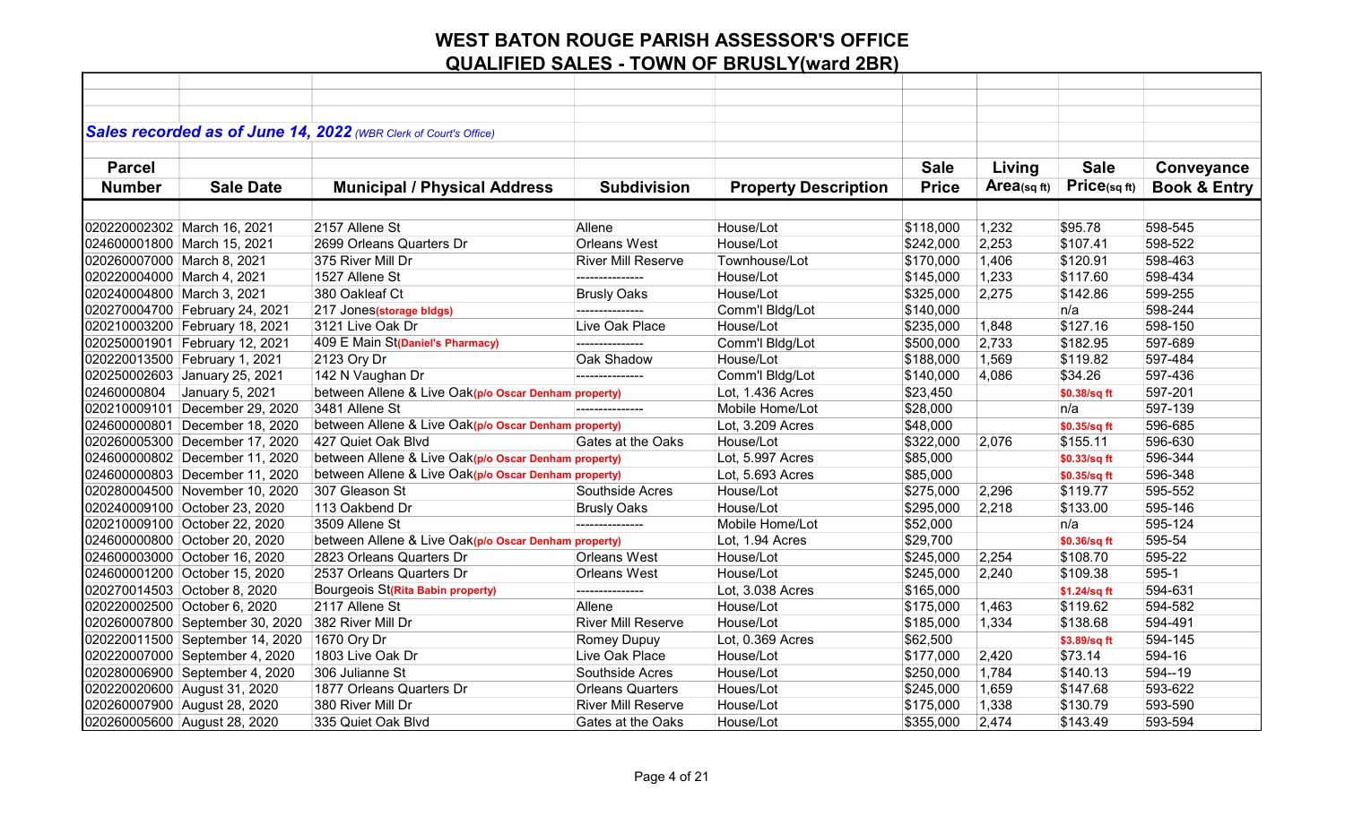# WEST BATON ROUGE PARISH ASSESSOR'S OFFICE

## QUALIFIED SALES - TOWN OF BRUSLY(ward 2BR)

***Sales recorded as of June 14, 2022*** *(WBR Clerk of Court's Office)*

| Parcel Number | Sale Date | Municipal / Physical Address | Subdivision | Property Description | Sale Price | Living Area(sq ft) | Sale Price(sq ft) | Conveyance Book & Entry |
|---|---|---|---|---|---|---|---|---|
| 020220002302 | March 16, 2021 | 2157 Allene St | Allene | House/Lot | $118,000 | 1,232 | $95.78 | 598-545 |
| 024600001800 | March 15, 2021 | 2699 Orleans Quarters Dr | Orleans West | House/Lot | $242,000 | 2,253 | $107.41 | 598-522 |
| 020260007000 | March 8, 2021 | 375 River Mill Dr | River Mill Reserve | Townhouse/Lot | $170,000 | 1,406 | $120.91 | 598-463 |
| 020220004000 | March 4, 2021 | 1527 Allene St | --------------- | House/Lot | $145,000 | 1,233 | $117.60 | 598-434 |
| 020240004800 | March 3, 2021 | 380 Oakleaf Ct | Brusly Oaks | House/Lot | $325,000 | 2,275 | $142.86 | 599-255 |
| 020270004700 | February 24, 2021 | 217 Jones(storage bldgs) | --------------- | Comm'l Bldg/Lot | $140,000 | | n/a | 598-244 |
| 020210003200 | February 18, 2021 | 3121 Live Oak Dr | Live Oak Place | House/Lot | $235,000 | 1,848 | $127.16 | 598-150 |
| 020250001901 | February 12, 2021 | 409 E Main St(Daniel's Pharmacy) | --------------- | Comm'l Bldg/Lot | $500,000 | 2,733 | $182.95 | 597-689 |
| 020220013500 | February 1, 2021 | 2123 Ory Dr | Oak Shadow | House/Lot | $188,000 | 1,569 | $119.82 | 597-484 |
| 020250002603 | January 25, 2021 | 142 N Vaughan Dr | --------------- | Comm'l Bldg/Lot | $140,000 | 4,086 | $34.26 | 597-436 |
| 02460000804 | January 5, 2021 | between Allene & Live Oak(p/o Oscar Denham property) | | Lot, 1.436 Acres | $23,450 | | $0.38/sq ft | 597-201 |
| 020210009101 | December 29, 2020 | 3481 Allene St | --------------- | Mobile Home/Lot | $28,000 | | n/a | 597-139 |
| 024600000801 | December 18, 2020 | between Allene & Live Oak(p/o Oscar Denham property) | | Lot, 3.209 Acres | $48,000 | | $0.35/sq ft | 596-685 |
| 020260005300 | December 17, 2020 | 427 Quiet Oak Blvd | Gates at the Oaks | House/Lot | $322,000 | 2,076 | $155.11 | 596-630 |
| 024600000802 | December 11, 2020 | between Allene & Live Oak(p/o Oscar Denham property) | | Lot, 5.997 Acres | $85,000 | | $0.33/sq ft | 596-344 |
| 024600000803 | December 11, 2020 | between Allene & Live Oak(p/o Oscar Denham property) | | Lot, 5.693 Acres | $85,000 | | $0.35/sq ft | 596-348 |
| 020280004500 | November 10, 2020 | 307 Gleason St | Southside Acres | House/Lot | $275,000 | 2,296 | $119.77 | 595-552 |
| 020240009100 | October 23, 2020 | 113 Oakbend Dr | Brusly Oaks | House/Lot | $295,000 | 2,218 | $133.00 | 595-146 |
| 020210009100 | October 22, 2020 | 3509 Allene St | --------------- | Mobile Home/Lot | $52,000 | | n/a | 595-124 |
| 024600000800 | October 20, 2020 | between Allene & Live Oak(p/o Oscar Denham property) | | Lot, 1.94 Acres | $29,700 | | $0.36/sq ft | 595-54 |
| 024600003000 | October 16, 2020 | 2823 Orleans Quarters Dr | Orleans West | House/Lot | $245,000 | 2,254 | $108.70 | 595-22 |
| 024600001200 | October 15, 2020 | 2537 Orleans Quarters Dr | Orleans West | House/Lot | $245,000 | 2,240 | $109.38 | 595-1 |
| 020270014503 | October 8, 2020 | Bourgeois St(Rita Babin property) | --------------- | Lot, 3.038 Acres | $165,000 | | $1.24/sq ft | 594-631 |
| 020220002500 | October 6, 2020 | 2117 Allene St | Allene | House/Lot | $175,000 | 1,463 | $119.62 | 594-582 |
| 020260007800 | September 30, 2020 | 382 River Mill Dr | River Mill Reserve | House/Lot | $185,000 | 1,334 | $138.68 | 594-491 |
| 020220011500 | September 14, 2020 | 1670 Ory Dr | Romey Dupuy | Lot, 0.369 Acres | $62,500 | | $3.89/sq ft | 594-145 |
| 020220007000 | September 4, 2020 | 1803 Live Oak Dr | Live Oak Place | House/Lot | $177,000 | 2,420 | $73.14 | 594-16 |
| 020280006900 | September 4, 2020 | 306 Julianne St | Southside Acres | House/Lot | $250,000 | 1,784 | $140.13 | 594--19 |
| 020220020600 | August 31, 2020 | 1877 Orleans Quarters Dr | Orleans Quarters | Houes/Lot | $245,000 | 1,659 | $147.68 | 593-622 |
| 020260007900 | August 28, 2020 | 380 River Mill Dr | River Mill Reserve | House/Lot | $175,000 | 1,338 | $130.79 | 593-590 |
| 020260005600 | August 28, 2020 | 335 Quiet Oak Blvd | Gates at the Oaks | House/Lot | $355,000 | 2,474 | $143.49 | 593-594 |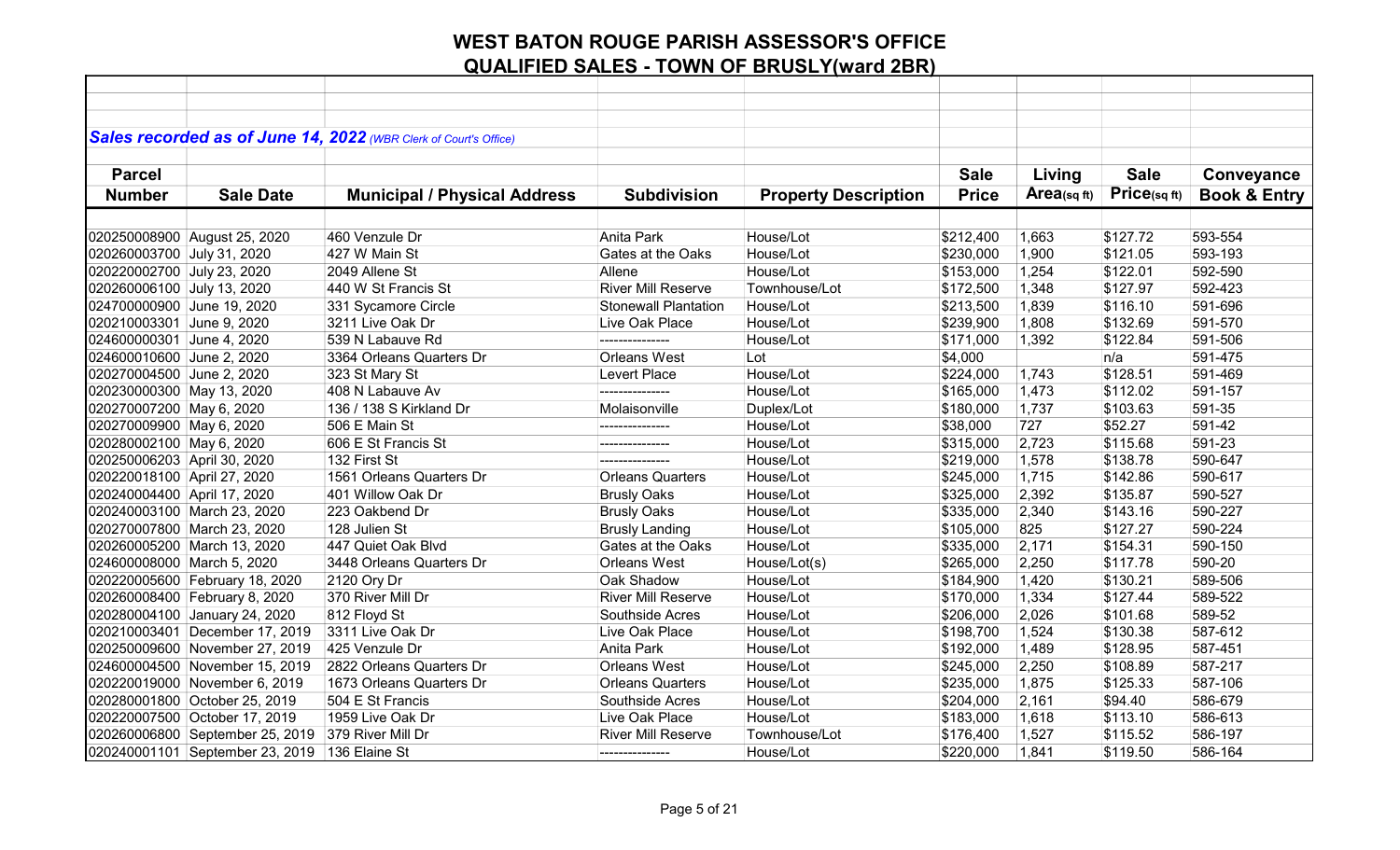# WEST BATON ROUGE PARISH ASSESSOR'S OFFICE

## QUALIFIED SALES - TOWN OF BRUSLY(ward 2BR)

***Sales recorded as of June 14, 2022*** *(WBR Clerk of Court's Office)*

| Parcel Number | Sale Date | Municipal / Physical Address | Subdivision | Property Description | Sale Price | Living Area(sq ft) | Sale Price(sq ft) | Conveyance Book & Entry |
|---|---|---|---|---|---|---|---|---|
| 020250008900 | August 25, 2020 | 460 Venzule Dr | Anita Park | House/Lot | $212,400 | 1,663 | $127.72 | 593-554 |
| 020260003700 | July 31, 2020 | 427 W Main St | Gates at the Oaks | House/Lot | $230,000 | 1,900 | $121.05 | 593-193 |
| 020220002700 | July 23, 2020 | 2049 Allene St | Allene | House/Lot | $153,000 | 1,254 | $122.01 | 592-590 |
| 020260006100 | July 13, 2020 | 440 W St Francis St | River Mill Reserve | Townhouse/Lot | $172,500 | 1,348 | $127.97 | 592-423 |
| 024700000900 | June 19, 2020 | 331 Sycamore Circle | Stonewall Plantation | House/Lot | $213,500 | 1,839 | $116.10 | 591-696 |
| 020210003301 | June 9, 2020 | 3211 Live Oak Dr | Live Oak Place | House/Lot | $239,900 | 1,808 | $132.69 | 591-570 |
| 024600000301 | June 4, 2020 | 539 N Labauve Rd | --------------- | House/Lot | $171,000 | 1,392 | $122.84 | 591-506 |
| 024600010600 | June 2, 2020 | 3364 Orleans Quarters Dr | Orleans West | Lot | $4,000 | | n/a | 591-475 |
| 020270004500 | June 2, 2020 | 323 St Mary St | Levert Place | House/Lot | $224,000 | 1,743 | $128.51 | 591-469 |
| 020230000300 | May 13, 2020 | 408 N Labauve Av | --------------- | House/Lot | $165,000 | 1,473 | $112.02 | 591-157 |
| 020270007200 | May 6, 2020 | 136 / 138 S Kirkland Dr | Molaisonville | Duplex/Lot | $180,000 | 1,737 | $103.63 | 591-35 |
| 020270009900 | May 6, 2020 | 506 E Main St | --------------- | House/Lot | $38,000 | 727 | $52.27 | 591-42 |
| 020280002100 | May 6, 2020 | 606 E St Francis St | --------------- | House/Lot | $315,000 | 2,723 | $115.68 | 591-23 |
| 020250006203 | April 30, 2020 | 132 First St | --------------- | House/Lot | $219,000 | 1,578 | $138.78 | 590-647 |
| 020220018100 | April 27, 2020 | 1561 Orleans Quarters Dr | Orleans Quarters | House/Lot | $245,000 | 1,715 | $142.86 | 590-617 |
| 020240004400 | April 17, 2020 | 401 Willow Oak Dr | Brusly Oaks | House/Lot | $325,000 | 2,392 | $135.87 | 590-527 |
| 020240003100 | March 23, 2020 | 223 Oakbend Dr | Brusly Oaks | House/Lot | $335,000 | 2,340 | $143.16 | 590-227 |
| 020270007800 | March 23, 2020 | 128 Julien St | Brusly Landing | House/Lot | $105,000 | 825 | $127.27 | 590-224 |
| 020260005200 | March 13, 2020 | 447 Quiet Oak Blvd | Gates at the Oaks | House/Lot | $335,000 | 2,171 | $154.31 | 590-150 |
| 024600008000 | March 5, 2020 | 3448 Orleans Quarters Dr | Orleans West | House/Lot(s) | $265,000 | 2,250 | $117.78 | 590-20 |
| 020220005600 | February 18, 2020 | 2120 Ory Dr | Oak Shadow | House/Lot | $184,900 | 1,420 | $130.21 | 589-506 |
| 020260008400 | February 8, 2020 | 370 River Mill Dr | River Mill Reserve | House/Lot | $170,000 | 1,334 | $127.44 | 589-522 |
| 020280004100 | January 24, 2020 | 812 Floyd St | Southside Acres | House/Lot | $206,000 | 2,026 | $101.68 | 589-52 |
| 020210003401 | December 17, 2019 | 3311 Live Oak Dr | Live Oak Place | House/Lot | $198,700 | 1,524 | $130.38 | 587-612 |
| 020250009600 | November 27, 2019 | 425 Venzule Dr | Anita Park | House/Lot | $192,000 | 1,489 | $128.95 | 587-451 |
| 024600004500 | November 15, 2019 | 2822 Orleans Quarters Dr | Orleans West | House/Lot | $245,000 | 2,250 | $108.89 | 587-217 |
| 020220019000 | November 6, 2019 | 1673 Orleans Quarters Dr | Orleans Quarters | House/Lot | $235,000 | 1,875 | $125.33 | 587-106 |
| 020280001800 | October 25, 2019 | 504 E St Francis | Southside Acres | House/Lot | $204,000 | 2,161 | $94.40 | 586-679 |
| 020220007500 | October 17, 2019 | 1959 Live Oak Dr | Live Oak Place | House/Lot | $183,000 | 1,618 | $113.10 | 586-613 |
| 020260006800 | September 25, 2019 | 379 River Mill Dr | River Mill Reserve | Townhouse/Lot | $176,400 | 1,527 | $115.52 | 586-197 |
| 020240001101 | September 23, 2019 | 136 Elaine St | --------------- | House/Lot | $220,000 | 1,841 | $119.50 | 586-164 |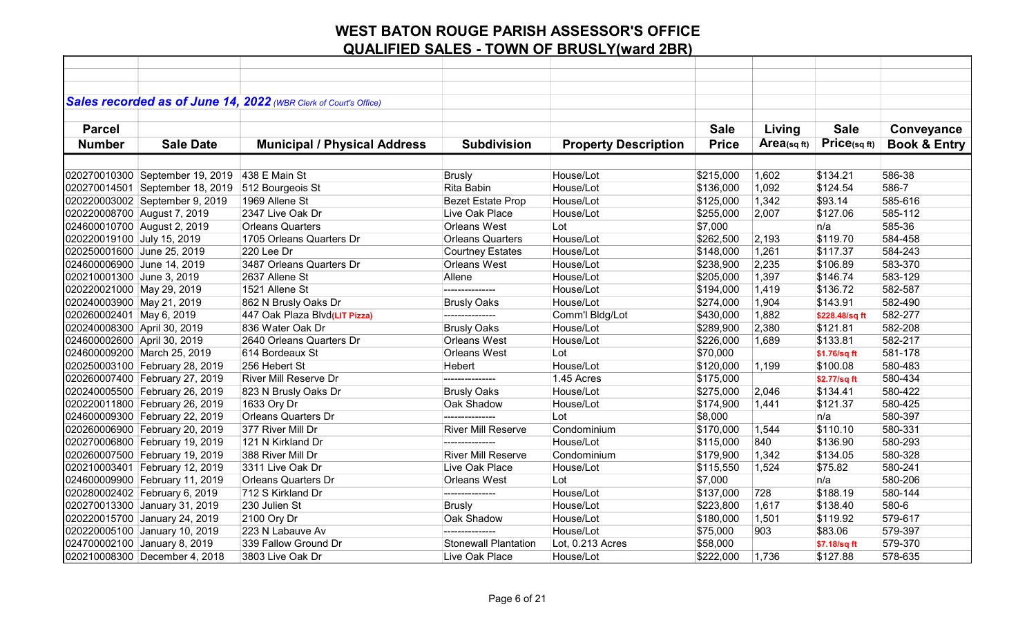# WEST BATON ROUGE PARISH ASSESSOR'S OFFICE

## QUALIFIED SALES - TOWN OF BRUSLY(ward 2BR)

***Sales recorded as of June 14, 2022** (WBR Clerk of Court's Office)*

| Parcel Number | Sale Date | Municipal / Physical Address | Subdivision | Property Description | Sale Price | Living Area(sq ft) | Sale Price(sq ft) | Conveyance Book & Entry |
|---|---|---|---|---|---|---|---|---|
| 020270010300 | September 19, 2019 | 438 E Main St | Brusly | House/Lot | $215,000 | 1,602 | $134.21 | 586-38 |
| 020270014501 | September 18, 2019 | 512 Bourgeois St | Rita Babin | House/Lot | $136,000 | 1,092 | $124.54 | 586-7 |
| 020220003002 | September 9, 2019 | 1969 Allene St | Bezet Estate Prop | House/Lot | $125,000 | 1,342 | $93.14 | 585-616 |
| 020220008700 | August 7, 2019 | 2347 Live Oak Dr | Live Oak Place | House/Lot | $255,000 | 2,007 | $127.06 | 585-112 |
| 024600010700 | August 2, 2019 | Orleans Quarters | Orleans West | Lot | $7,000 | | n/a | 585-36 |
| 020220019100 | July 15, 2019 | 1705 Orleans Quarters Dr | Orleans Quarters | House/Lot | $262,500 | 2,193 | $119.70 | 584-458 |
| 020250001600 | June 25, 2019 | 220 Lee Dr | Courtney Estates | House/Lot | $148,000 | 1,261 | $117.37 | 584-243 |
| 024600006900 | June 14, 2019 | 3487 Orleans Quarters Dr | Orleans West | House/Lot | $238,900 | 2,235 | $106.89 | 583-370 |
| 020210001300 | June 3, 2019 | 2637 Allene St | Allene | House/Lot | $205,000 | 1,397 | $146.74 | 583-129 |
| 020220021000 | May 29, 2019 | 1521 Allene St | --------------- | House/Lot | $194,000 | 1,419 | $136.72 | 582-587 |
| 020240003900 | May 21, 2019 | 862 N Brusly Oaks Dr | Brusly Oaks | House/Lot | $274,000 | 1,904 | $143.91 | 582-490 |
| 020260002401 | May 6, 2019 | 447 Oak Plaza Blvd**(LIT Pizza)** | --------------- | Comm'l Bldg/Lot | $430,000 | 1,882 | **$228.48/sq ft** | 582-277 |
| 020240008300 | April 30, 2019 | 836 Water Oak Dr | Brusly Oaks | House/Lot | $289,900 | 2,380 | $121.81 | 582-208 |
| 024600002600 | April 30, 2019 | 2640 Orleans Quarters Dr | Orleans West | House/Lot | $226,000 | 1,689 | $133.81 | 582-217 |
| 024600009200 | March 25, 2019 | 614 Bordeaux St | Orleans West | Lot | $70,000 | | **$1.76/sq ft** | 581-178 |
| 020250003100 | February 28, 2019 | 256 Hebert St | Hebert | House/Lot | $120,000 | 1,199 | $100.08 | 580-483 |
| 020260007400 | February 27, 2019 | River Mill Reserve Dr | --------------- | 1.45 Acres | $175,000 | | **$2.77/sq ft** | 580-434 |
| 020240005500 | February 26, 2019 | 823 N Brusly Oaks Dr | Brusly Oaks | House/Lot | $275,000 | 2,046 | $134.41 | 580-422 |
| 020220011800 | February 26, 2019 | 1633 Ory Dr | Oak Shadow | House/Lot | $174,900 | 1,441 | $121.37 | 580-425 |
| 024600009300 | February 22, 2019 | Orleans Quarters Dr | --------------- | Lot | $8,000 | | n/a | 580-397 |
| 020260006900 | February 20, 2019 | 377 River Mill Dr | River Mill Reserve | Condominium | $170,000 | 1,544 | $110.10 | 580-331 |
| 020270006800 | February 19, 2019 | 121 N Kirkland Dr | --------------- | House/Lot | $115,000 | 840 | $136.90 | 580-293 |
| 020260007500 | February 19, 2019 | 388 River Mill Dr | River Mill Reserve | Condominium | $179,900 | 1,342 | $134.05 | 580-328 |
| 020210003401 | February 12, 2019 | 3311 Live Oak Dr | Live Oak Place | House/Lot | $115,550 | 1,524 | $75.82 | 580-241 |
| 024600009900 | February 11, 2019 | Orleans Quarters Dr | Orleans West | Lot | $7,000 | | n/a | 580-206 |
| 020280002402 | February 6, 2019 | 712 S Kirkland Dr | --------------- | House/Lot | $137,000 | 728 | $188.19 | 580-144 |
| 020270013300 | January 31, 2019 | 230 Julien St | Brusly | House/Lot | $223,800 | 1,617 | $138.40 | 580-6 |
| 020220015700 | January 24, 2019 | 2100 Ory Dr | Oak Shadow | House/Lot | $180,000 | 1,501 | $119.92 | 579-617 |
| 020220005100 | January 10, 2019 | 223 N Labauve Av | --------------- | House/Lot | $75,000 | 903 | $83.06 | 579-397 |
| 024700002100 | January 8, 2019 | 339 Fallow Ground Dr | Stonewall Plantation | Lot, 0.213 Acres | $58,000 | | **$7.18/sq ft** | 579-370 |
| 020210008300 | December 4, 2018 | 3803 Live Oak Dr | Live Oak Place | House/Lot | $222,000 | 1,736 | $127.88 | 578-635 |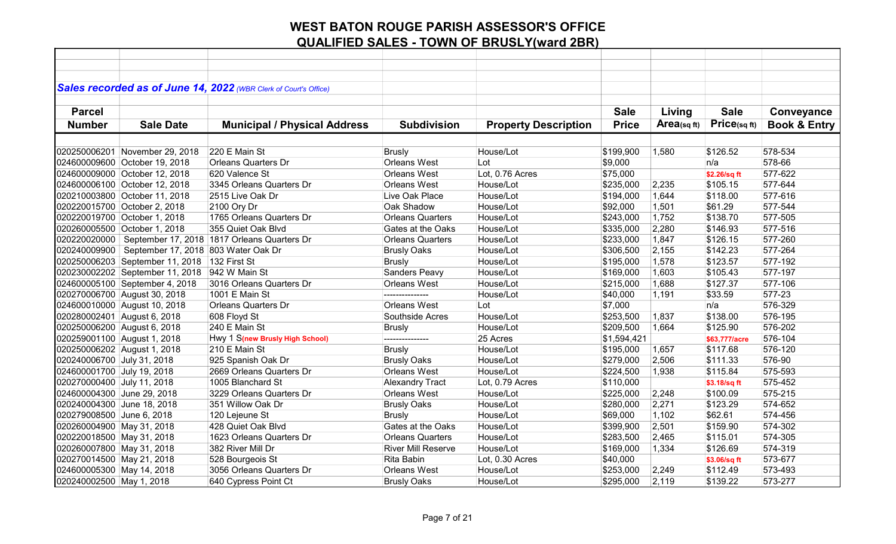# WEST BATON ROUGE PARISH ASSESSOR'S OFFICE

## QUALIFIED SALES - TOWN OF BRUSLY(ward 2BR)

***Sales recorded as of June 14, 2022** (WBR Clerk of Court's Office)*

| Parcel Number | Sale Date | Municipal / Physical Address | Subdivision | Property Description | Sale Price | Living Area(sq ft) | Sale Price(sq ft) | Conveyance Book & Entry |
|---|---|---|---|---|---|---|---|---|
| 020250006201 | November 29, 2018 | 220 E Main St | Brusly | House/Lot | $199,900 | 1,580 | $126.52 | 578-534 |
| 024600009600 | October 19, 2018 | Orleans Quarters Dr | Orleans West | Lot | $9,000 | | n/a | 578-66 |
| 024600009000 | October 12, 2018 | 620 Valence St | Orleans West | Lot, 0.76 Acres | $75,000 | | $2.26/sq ft | 577-622 |
| 024600006100 | October 12, 2018 | 3345 Orleans Quarters Dr | Orleans West | House/Lot | $235,000 | 2,235 | $105.15 | 577-644 |
| 020210003800 | October 11, 2018 | 2515 Live Oak Dr | Live Oak Place | House/Lot | $194,000 | 1,644 | $118.00 | 577-616 |
| 020220015700 | October 2, 2018 | 2100 Ory Dr | Oak Shadow | House/Lot | $92,000 | 1,501 | $61.29 | 577-544 |
| 020220019700 | October 1, 2018 | 1765 Orleans Quarters Dr | Orleans Quarters | House/Lot | $243,000 | 1,752 | $138.70 | 577-505 |
| 020260005500 | October 1, 2018 | 355 Quiet Oak Blvd | Gates at the Oaks | House/Lot | $335,000 | 2,280 | $146.93 | 577-516 |
| 020220020000 | September 17, 2018 | 1817 Orleans Quarters Dr | Orleans Quarters | House/Lot | $233,000 | 1,847 | $126.15 | 577-260 |
| 020240009900 | September 17, 2018 | 803 Water Oak Dr | Brusly Oaks | House/Lot | $306,500 | 2,155 | $142.23 | 577-264 |
| 020250006203 | September 11, 2018 | 132 First St | Brusly | House/Lot | $195,000 | 1,578 | $123.57 | 577-192 |
| 020230002202 | September 11, 2018 | 942 W Main St | Sanders Peavy | House/Lot | $169,000 | 1,603 | $105.43 | 577-197 |
| 024600005100 | September 4, 2018 | 3016 Orleans Quarters Dr | Orleans West | House/Lot | $215,000 | 1,688 | $127.37 | 577-106 |
| 020270006700 | August 30, 2018 | 1001 E Main St | --------------- | House/Lot | $40,000 | 1,191 | $33.59 | 577-23 |
| 024600010000 | August 10, 2018 | Orleans Quarters Dr | Orleans West | Lot | $7,000 | | n/a | 576-329 |
| 020280002401 | August 6, 2018 | 608 Floyd St | Southside Acres | House/Lot | $253,500 | 1,837 | $138.00 | 576-195 |
| 020250006200 | August 6, 2018 | 240 E Main St | Brusly | House/Lot | $209,500 | 1,664 | $125.90 | 576-202 |
| 020259001100 | August 1, 2018 | Hwy 1 S(new Brusly High School) | --------------- | 25 Acres | $1,594,421 | | $63,777/acre | 576-104 |
| 020250006202 | August 1, 2018 | 210 E Main St | Brusly | House/Lot | $195,000 | 1,657 | $117.68 | 576-120 |
| 020240006700 | July 31, 2018 | 925 Spanish Oak Dr | Brusly Oaks | House/Lot | $279,000 | 2,506 | $111.33 | 576-90 |
| 024600001700 | July 19, 2018 | 2669 Orleans Quarters Dr | Orleans West | House/Lot | $224,500 | 1,938 | $115.84 | 575-593 |
| 020270000400 | July 11, 2018 | 1005 Blanchard St | Alexandry Tract | Lot, 0.79 Acres | $110,000 | | $3.18/sq ft | 575-452 |
| 024600004300 | June 29, 2018 | 3229 Orleans Quarters Dr | Orleans West | House/Lot | $225,000 | 2,248 | $100.09 | 575-215 |
| 020240004300 | June 18, 2018 | 351 Willow Oak Dr | Brusly Oaks | House/Lot | $280,000 | 2,271 | $123.29 | 574-652 |
| 020279008500 | June 6, 2018 | 120 Lejeune St | Brusly | House/Lot | $69,000 | 1,102 | $62.61 | 574-456 |
| 020260004900 | May 31, 2018 | 428 Quiet Oak Blvd | Gates at the Oaks | House/Lot | $399,900 | 2,501 | $159.90 | 574-302 |
| 020220018500 | May 31, 2018 | 1623 Orleans Quarters Dr | Orleans Quarters | House/Lot | $283,500 | 2,465 | $115.01 | 574-305 |
| 020260007800 | May 31, 2018 | 382 River Mill Dr | River Mill Reserve | House/Lot | $169,000 | 1,334 | $126.69 | 574-319 |
| 020270014500 | May 21, 2018 | 528 Bourgeois St | Rita Babin | Lot, 0.30 Acres | $40,000 | | $3.06/sq ft | 573-677 |
| 024600005300 | May 14, 2018 | 3056 Orleans Quarters Dr | Orleans West | House/Lot | $253,000 | 2,249 | $112.49 | 573-493 |
| 020240002500 | May 1, 2018 | 640 Cypress Point Ct | Brusly Oaks | House/Lot | $295,000 | 2,119 | $139.22 | 573-277 |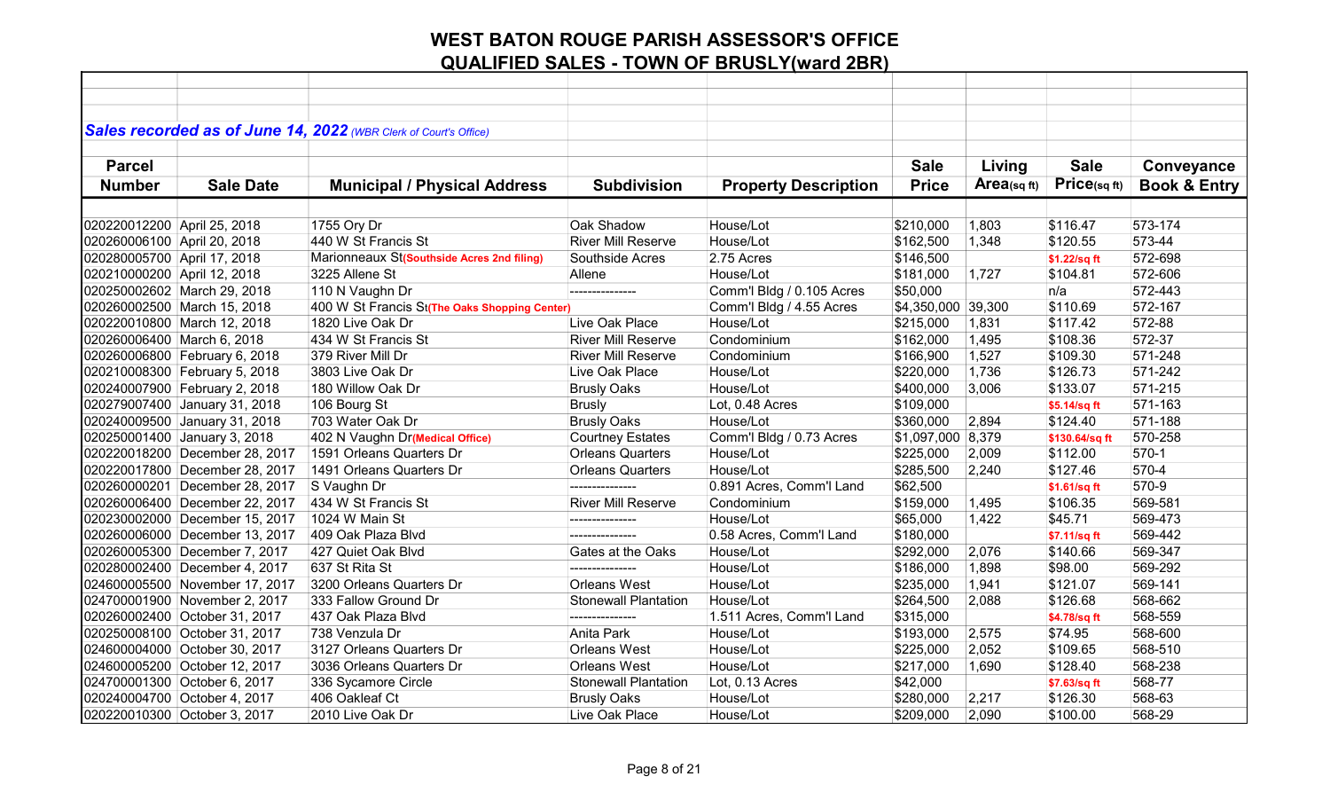# WEST BATON ROUGE PARISH ASSESSOR'S OFFICE

## QUALIFIED SALES - TOWN OF BRUSLY(ward 2BR)

***Sales recorded as of June 14, 2022*** *(WBR Clerk of Court's Office)*

| Parcel Number | Sale Date | Municipal / Physical Address | Subdivision | Property Description | Sale Price | Living Area(sq ft) | Sale Price(sq ft) | Conveyance Book & Entry |
|---|---|---|---|---|---|---|---|---|
| 020220012200 | April 25, 2018 | 1755 Ory Dr | Oak Shadow | House/Lot | $210,000 | 1,803 | $116.47 | 573-174 |
| 020260006100 | April 20, 2018 | 440 W St Francis St | River Mill Reserve | House/Lot | $162,500 | 1,348 | $120.55 | 573-44 |
| 020280005700 | April 17, 2018 | Marionneaux St(Southside Acres 2nd filing) | Southside Acres | 2.75 Acres | $146,500 | | $1.22/sq ft | 572-698 |
| 020210000200 | April 12, 2018 | 3225 Allene St | Allene | House/Lot | $181,000 | 1,727 | $104.81 | 572-606 |
| 020250002602 | March 29, 2018 | 110 N Vaughn Dr | --------------- | Comm'l Bldg / 0.105 Acres | $50,000 | | n/a | 572-443 |
| 020260002500 | March 15, 2018 | 400 W St Francis St(The Oaks Shopping Center) | | Comm'l Bldg / 4.55 Acres | $4,350,000 | 39,300 | $110.69 | 572-167 |
| 020220010800 | March 12, 2018 | 1820 Live Oak Dr | Live Oak Place | House/Lot | $215,000 | 1,831 | $117.42 | 572-88 |
| 020260006400 | March 6, 2018 | 434 W St Francis St | River Mill Reserve | Condominium | $162,000 | 1,495 | $108.36 | 572-37 |
| 020260006800 | February 6, 2018 | 379 River Mill Dr | River Mill Reserve | Condominium | $166,900 | 1,527 | $109.30 | 571-248 |
| 020210008300 | February 5, 2018 | 3803 Live Oak Dr | Live Oak Place | House/Lot | $220,000 | 1,736 | $126.73 | 571-242 |
| 020240007900 | February 2, 2018 | 180 Willow Oak Dr | Brusly Oaks | House/Lot | $400,000 | 3,006 | $133.07 | 571-215 |
| 020279007400 | January 31, 2018 | 106 Bourg St | Brusly | Lot, 0.48 Acres | $109,000 | | $5.14/sq ft | 571-163 |
| 020240009500 | January 31, 2018 | 703 Water Oak Dr | Brusly Oaks | House/Lot | $360,000 | 2,894 | $124.40 | 571-188 |
| 020250001400 | January 3, 2018 | 402 N Vaughn Dr(Medical Office) | Courtney Estates | Comm'l Bldg / 0.73 Acres | $1,097,000 | 8,379 | $130.64/sq ft | 570-258 |
| 020220018200 | December 28, 2017 | 1591 Orleans Quarters Dr | Orleans Quarters | House/Lot | $225,000 | 2,009 | $112.00 | 570-1 |
| 020220017800 | December 28, 2017 | 1491 Orleans Quarters Dr | Orleans Quarters | House/Lot | $285,500 | 2,240 | $127.46 | 570-4 |
| 020260000201 | December 28, 2017 | S Vaughn Dr | --------------- | 0.891 Acres, Comm'l Land | $62,500 | | $1.61/sq ft | 570-9 |
| 020260006400 | December 22, 2017 | 434 W St Francis St | River Mill Reserve | Condominium | $159,000 | 1,495 | $106.35 | 569-581 |
| 020230002000 | December 15, 2017 | 1024 W Main St | --------------- | House/Lot | $65,000 | 1,422 | $45.71 | 569-473 |
| 020260006000 | December 13, 2017 | 409 Oak Plaza Blvd | --------------- | 0.58 Acres, Comm'l Land | $180,000 | | $7.11/sq ft | 569-442 |
| 020260005300 | December 7, 2017 | 427 Quiet Oak Blvd | Gates at the Oaks | House/Lot | $292,000 | 2,076 | $140.66 | 569-347 |
| 020280002400 | December 4, 2017 | 637 St Rita St | --------------- | House/Lot | $186,000 | 1,898 | $98.00 | 569-292 |
| 024600005500 | November 17, 2017 | 3200 Orleans Quarters Dr | Orleans West | House/Lot | $235,000 | 1,941 | $121.07 | 569-141 |
| 024700001900 | November 2, 2017 | 333 Fallow Ground Dr | Stonewall Plantation | House/Lot | $264,500 | 2,088 | $126.68 | 568-662 |
| 020260002400 | October 31, 2017 | 437 Oak Plaza Blvd | --------------- | 1.511 Acres, Comm'l Land | $315,000 | | $4.78/sq ft | 568-559 |
| 020250008100 | October 31, 2017 | 738 Venzula Dr | Anita Park | House/Lot | $193,000 | 2,575 | $74.95 | 568-600 |
| 024600004000 | October 30, 2017 | 3127 Orleans Quarters Dr | Orleans West | House/Lot | $225,000 | 2,052 | $109.65 | 568-510 |
| 024600005200 | October 12, 2017 | 3036 Orleans Quarters Dr | Orleans West | House/Lot | $217,000 | 1,690 | $128.40 | 568-238 |
| 024700001300 | October 6, 2017 | 336 Sycamore Circle | Stonewall Plantation | Lot, 0.13 Acres | $42,000 | | $7.63/sq ft | 568-77 |
| 020240004700 | October 4, 2017 | 406 Oakleaf Ct | Brusly Oaks | House/Lot | $280,000 | 2,217 | $126.30 | 568-63 |
| 020220010300 | October 3, 2017 | 2010 Live Oak Dr | Live Oak Place | House/Lot | $209,000 | 2,090 | $100.00 | 568-29 |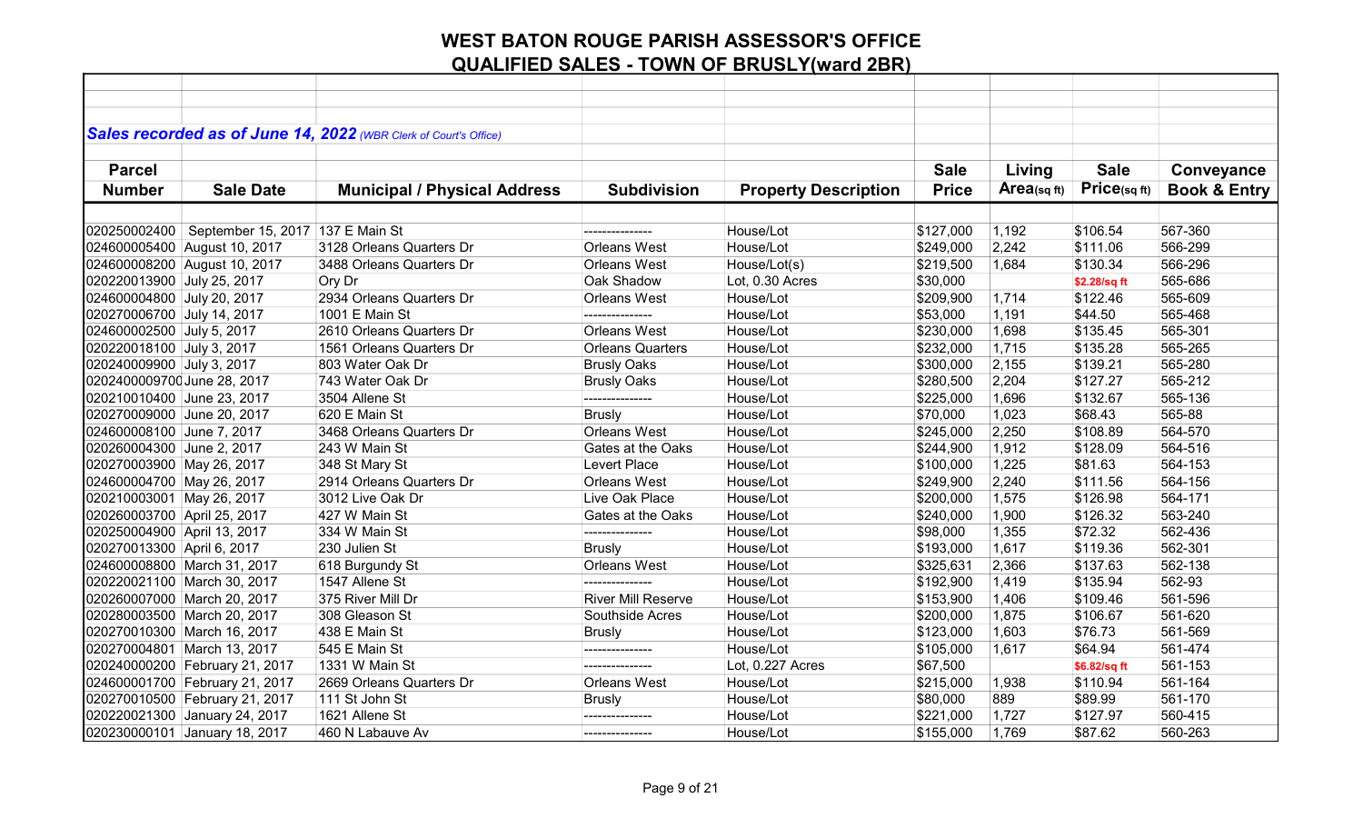# WEST BATON ROUGE PARISH ASSESSOR'S OFFICE
## QUALIFIED SALES - TOWN OF BRUSLY(ward 2BR)

***Sales recorded as of June 14, 2022*** *(WBR Clerk of Court's Office)*

| Parcel Number | Sale Date | Municipal / Physical Address | Subdivision | Property Description | Sale Price | Living Area(sq ft) | Sale Price(sq ft) | Conveyance Book & Entry |
|---|---|---|---|---|---|---|---|---|
| 020250002400 | September 15, 2017 | 137 E Main St | --------------- | House/Lot | $127,000 | 1,192 | $106.54 | 567-360 |
| 024600005400 | August 10, 2017 | 3128 Orleans Quarters Dr | Orleans West | House/Lot | $249,000 | 2,242 | $111.06 | 566-299 |
| 024600008200 | August 10, 2017 | 3488 Orleans Quarters Dr | Orleans West | House/Lot(s) | $219,500 | 1,684 | $130.34 | 566-296 |
| 020220013900 | July 25, 2017 | Ory Dr | Oak Shadow | Lot, 0.30 Acres | $30,000 | | $2.28/sq ft | 565-686 |
| 024600004800 | July 20, 2017 | 2934 Orleans Quarters Dr | Orleans West | House/Lot | $209,900 | 1,714 | $122.46 | 565-609 |
| 020270006700 | July 14, 2017 | 1001 E Main St | --------------- | House/Lot | $53,000 | 1,191 | $44.50 | 565-468 |
| 024600002500 | July 5, 2017 | 2610 Orleans Quarters Dr | Orleans West | House/Lot | $230,000 | 1,698 | $135.45 | 565-301 |
| 020220018100 | July 3, 2017 | 1561 Orleans Quarters Dr | Orleans Quarters | House/Lot | $232,000 | 1,715 | $135.28 | 565-265 |
| 020240009900 | July 3, 2017 | 803 Water Oak Dr | Brusly Oaks | House/Lot | $300,000 | 2,155 | $139.21 | 565-280 |
| 020240000970 | June 28, 2017 | 743 Water Oak Dr | Brusly Oaks | House/Lot | $280,500 | 2,204 | $127.27 | 565-212 |
| 020210010400 | June 23, 2017 | 3504 Allene St | --------------- | House/Lot | $225,000 | 1,696 | $132.67 | 565-136 |
| 020270009000 | June 20, 2017 | 620 E Main St | Brusly | House/Lot | $70,000 | 1,023 | $68.43 | 565-88 |
| 024600008100 | June 7, 2017 | 3468 Orleans Quarters Dr | Orleans West | House/Lot | $245,000 | 2,250 | $108.89 | 564-570 |
| 020260004300 | June 2, 2017 | 243 W Main St | Gates at the Oaks | House/Lot | $244,900 | 1,912 | $128.09 | 564-516 |
| 020270003900 | May 26, 2017 | 348 St Mary St | Levert Place | House/Lot | $100,000 | 1,225 | $81.63 | 564-153 |
| 024600004700 | May 26, 2017 | 2914 Orleans Quarters Dr | Orleans West | House/Lot | $249,900 | 2,240 | $111.56 | 564-156 |
| 020210003001 | May 26, 2017 | 3012 Live Oak Dr | Live Oak Place | House/Lot | $200,000 | 1,575 | $126.98 | 564-171 |
| 020260003700 | April 25, 2017 | 427 W Main St | Gates at the Oaks | House/Lot | $240,000 | 1,900 | $126.32 | 563-240 |
| 020250004900 | April 13, 2017 | 334 W Main St | --------------- | House/Lot | $98,000 | 1,355 | $72.32 | 562-436 |
| 020270013300 | April 6, 2017 | 230 Julien St | Brusly | House/Lot | $193,000 | 1,617 | $119.36 | 562-301 |
| 024600008800 | March 31, 2017 | 618 Burgundy St | Orleans West | House/Lot | $325,631 | 2,366 | $137.63 | 562-138 |
| 020220021100 | March 30, 2017 | 1547 Allene St | --------------- | House/Lot | $192,900 | 1,419 | $135.94 | 562-93 |
| 020260007000 | March 20, 2017 | 375 River Mill Dr | River Mill Reserve | House/Lot | $153,900 | 1,406 | $109.46 | 561-596 |
| 020280003500 | March 20, 2017 | 308 Gleason St | Southside Acres | House/Lot | $200,000 | 1,875 | $106.67 | 561-620 |
| 020270010300 | March 16, 2017 | 438 E Main St | Brusly | House/Lot | $123,000 | 1,603 | $76.73 | 561-569 |
| 020270004801 | March 13, 2017 | 545 E Main St | --------------- | House/Lot | $105,000 | 1,617 | $64.94 | 561-474 |
| 020240000200 | February 21, 2017 | 1331 W Main St | --------------- | Lot, 0.227 Acres | $67,500 | | $6.82/sq ft | 561-153 |
| 024600001700 | February 21, 2017 | 2669 Orleans Quarters Dr | Orleans West | House/Lot | $215,000 | 1,938 | $110.94 | 561-164 |
| 020270010500 | February 21, 2017 | 111 St John St | Brusly | House/Lot | $80,000 | 889 | $89.99 | 561-170 |
| 020220021300 | January 24, 2017 | 1621 Allene St | --------------- | House/Lot | $221,000 | 1,727 | $127.97 | 560-415 |
| 020230000101 | January 18, 2017 | 460 N Labauve Av | --------------- | House/Lot | $155,000 | 1,769 | $87.62 | 560-263 |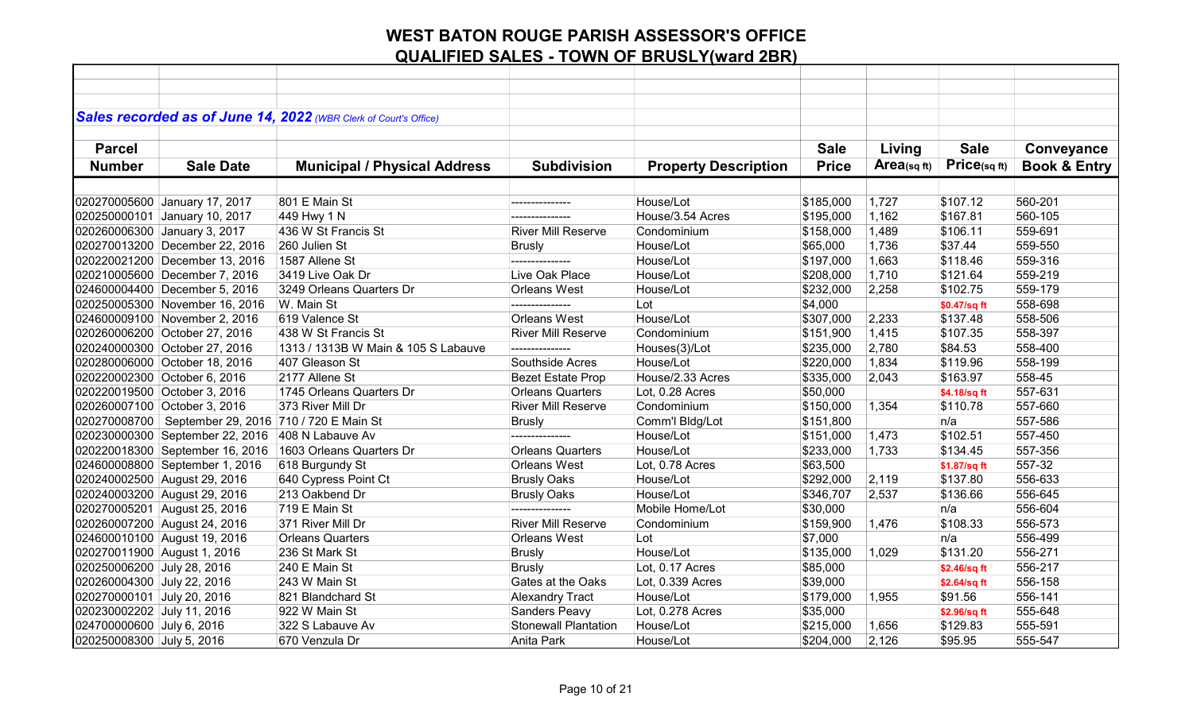# WEST BATON ROUGE PARISH ASSESSOR'S OFFICE

## QUALIFIED SALES - TOWN OF BRUSLY(ward 2BR)

***Sales recorded as of June 14, 2022*** *(WBR Clerk of Court's Office)*

| Parcel Number | Sale Date | Municipal / Physical Address | Subdivision | Property Description | Sale Price | Living Area(sq ft) | Sale Price(sq ft) | Conveyance Book & Entry |
|---|---|---|---|---|---|---|---|---|
| 020270005600 | January 17, 2017 | 801 E Main St | --------------- | House/Lot | $185,000 | 1,727 | $107.12 | 560-201 |
| 020250000101 | January 10, 2017 | 449 Hwy 1 N | --------------- | House/3.54 Acres | $195,000 | 1,162 | $167.81 | 560-105 |
| 020260006300 | January 3, 2017 | 436 W St Francis St | River Mill Reserve | Condominium | $158,000 | 1,489 | $106.11 | 559-691 |
| 020270013200 | December 22, 2016 | 260 Julien St | Brusly | House/Lot | $65,000 | 1,736 | $37.44 | 559-550 |
| 020220021200 | December 13, 2016 | 1587 Allene St | --------------- | House/Lot | $197,000 | 1,663 | $118.46 | 559-316 |
| 020210005600 | December 7, 2016 | 3419 Live Oak Dr | Live Oak Place | House/Lot | $208,000 | 1,710 | $121.64 | 559-219 |
| 024600004400 | December 5, 2016 | 3249 Orleans Quarters Dr | Orleans West | House/Lot | $232,000 | 2,258 | $102.75 | 559-179 |
| 020250005300 | November 16, 2016 | W. Main St | --------------- | Lot | $4,000 | | $0.47/sq ft | 558-698 |
| 024600009100 | November 2, 2016 | 619 Valence St | Orleans West | House/Lot | $307,000 | 2,233 | $137.48 | 558-506 |
| 020260006200 | October 27, 2016 | 438 W St Francis St | River Mill Reserve | Condominium | $151,900 | 1,415 | $107.35 | 558-397 |
| 020240000300 | October 27, 2016 | 1313 / 1313B W Main & 105 S Labauve | --------------- | Houses(3)/Lot | $235,000 | 2,780 | $84.53 | 558-400 |
| 020280006000 | October 18, 2016 | 407 Gleason St | Southside Acres | House/Lot | $220,000 | 1,834 | $119.96 | 558-199 |
| 020220002300 | October 6, 2016 | 2177 Allene St | Bezet Estate Prop | House/2.33 Acres | $335,000 | 2,043 | $163.97 | 558-45 |
| 020220019500 | October 3, 2016 | 1745 Orleans Quarters Dr | Orleans Quarters | Lot, 0.28 Acres | $50,000 | | $4.18/sq ft | 557-631 |
| 020260007100 | October 3, 2016 | 373 River Mill Dr | River Mill Reserve | Condominium | $150,000 | 1,354 | $110.78 | 557-660 |
| 020270008700 | September 29, 2016 | 710 / 720 E Main St | Brusly | Comm'l Bldg/Lot | $151,800 | | n/a | 557-586 |
| 020230000300 | September 22, 2016 | 408 N Labauve Av | --------------- | House/Lot | $151,000 | 1,473 | $102.51 | 557-450 |
| 020220018300 | September 16, 2016 | 1603 Orleans Quarters Dr | Orleans Quarters | House/Lot | $233,000 | 1,733 | $134.45 | 557-356 |
| 024600008800 | September 1, 2016 | 618 Burgundy St | Orleans West | Lot, 0.78 Acres | $63,500 | | $1.87/sq ft | 557-32 |
| 020240002500 | August 29, 2016 | 640 Cypress Point Ct | Brusly Oaks | House/Lot | $292,000 | 2,119 | $137.80 | 556-633 |
| 020240003200 | August 29, 2016 | 213 Oakbend Dr | Brusly Oaks | House/Lot | $346,707 | 2,537 | $136.66 | 556-645 |
| 020270005201 | August 25, 2016 | 719 E Main St | --------------- | Mobile Home/Lot | $30,000 | | n/a | 556-604 |
| 020260007200 | August 24, 2016 | 371 River Mill Dr | River Mill Reserve | Condominium | $159,900 | 1,476 | $108.33 | 556-573 |
| 024600010100 | August 19, 2016 | Orleans Quarters | Orleans West | Lot | $7,000 | | n/a | 556-499 |
| 020270011900 | August 1, 2016 | 236 St Mark St | Brusly | House/Lot | $135,000 | 1,029 | $131.20 | 556-271 |
| 020250006200 | July 28, 2016 | 240 E Main St | Brusly | Lot, 0.17 Acres | $85,000 | | $2.46/sq ft | 556-217 |
| 020260004300 | July 22, 2016 | 243 W Main St | Gates at the Oaks | Lot, 0.339 Acres | $39,000 | | $2.64/sq ft | 556-158 |
| 020270000101 | July 20, 2016 | 821 Blandchard St | Alexandry Tract | House/Lot | $179,000 | 1,955 | $91.56 | 556-141 |
| 020230002202 | July 11, 2016 | 922 W Main St | Sanders Peavy | Lot, 0.278 Acres | $35,000 | | $2.96/sq ft | 555-648 |
| 024700000600 | July 6, 2016 | 322 S Labauve Av | Stonewall Plantation | House/Lot | $215,000 | 1,656 | $129.83 | 555-591 |
| 020250008300 | July 5, 2016 | 670 Venzula Dr | Anita Park | House/Lot | $204,000 | 2,126 | $95.95 | 555-547 |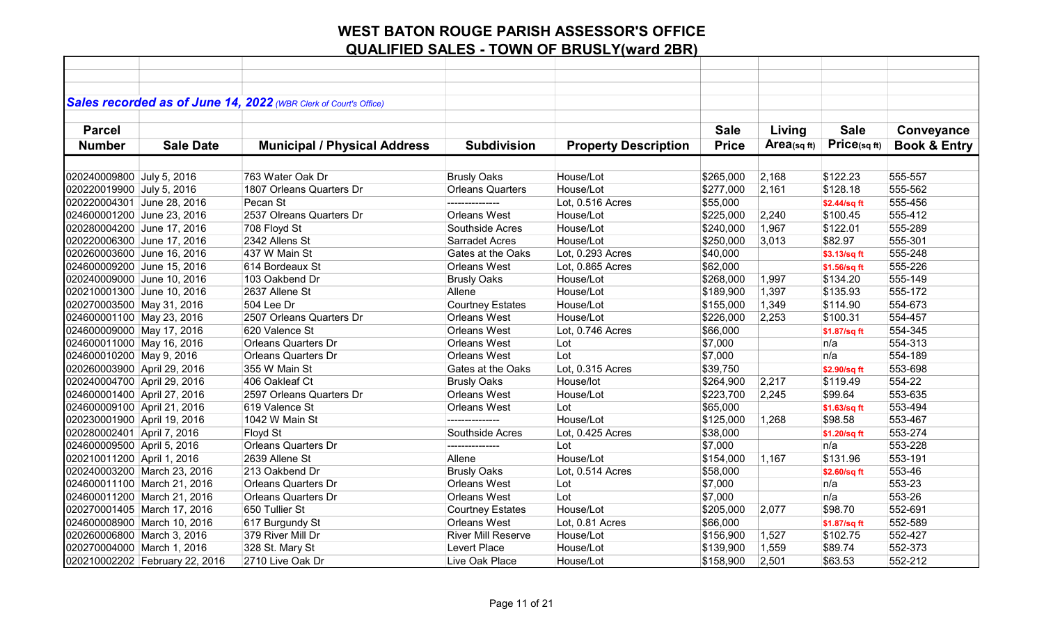# WEST BATON ROUGE PARISH ASSESSOR'S OFFICE

## QUALIFIED SALES - TOWN OF BRUSLY(ward 2BR)

***Sales recorded as of June 14, 2022** (WBR Clerk of Court's Office)*

| Parcel Number | Sale Date | Municipal / Physical Address | Subdivision | Property Description | Sale Price | Living Area(sq ft) | Sale Price(sq ft) | Conveyance Book & Entry |
|---|---|---|---|---|---|---|---|---|
| 020240009800 | July 5, 2016 | 763 Water Oak Dr | Brusly Oaks | House/Lot | $265,000 | 2,168 | $122.23 | 555-557 |
| 020220019900 | July 5, 2016 | 1807 Orleans Quarters Dr | Orleans Quarters | House/Lot | $277,000 | 2,161 | $128.18 | 555-562 |
| 020220004301 | June 28, 2016 | Pecan St | --------------- | Lot, 0.516 Acres | $55,000 | | $2.44/sq ft | 555-456 |
| 024600001200 | June 23, 2016 | 2537 Olreans Quarters Dr | Orleans West | House/Lot | $225,000 | 2,240 | $100.45 | 555-412 |
| 020280004200 | June 17, 2016 | 708 Floyd St | Southside Acres | House/Lot | $240,000 | 1,967 | $122.01 | 555-289 |
| 020220006300 | June 17, 2016 | 2342 Allens St | Sarradet Acres | House/Lot | $250,000 | 3,013 | $82.97 | 555-301 |
| 020260003600 | June 16, 2016 | 437 W Main St | Gates at the Oaks | Lot, 0.293 Acres | $40,000 | | $3.13/sq ft | 555-248 |
| 024600009200 | June 15, 2016 | 614 Bordeaux St | Orleans West | Lot, 0.865 Acres | $62,000 | | $1.56/sq ft | 555-226 |
| 020240009000 | June 10, 2016 | 103 Oakbend Dr | Brusly Oaks | House/Lot | $268,000 | 1,997 | $134.20 | 555-149 |
| 020210001300 | June 10, 2016 | 2637 Allene St | Allene | House/Lot | $189,900 | 1,397 | $135.93 | 555-172 |
| 020270003500 | May 31, 2016 | 504 Lee Dr | Courtney Estates | House/Lot | $155,000 | 1,349 | $114.90 | 554-673 |
| 024600001100 | May 23, 2016 | 2507 Orleans Quarters Dr | Orleans West | House/Lot | $226,000 | 2,253 | $100.31 | 554-457 |
| 024600009000 | May 17, 2016 | 620 Valence St | Orleans West | Lot, 0.746 Acres | $66,000 | | $1.87/sq ft | 554-345 |
| 024600011000 | May 16, 2016 | Orleans Quarters Dr | Orleans West | Lot | $7,000 | | n/a | 554-313 |
| 024600010200 | May 9, 2016 | Orleans Quarters Dr | Orleans West | Lot | $7,000 | | n/a | 554-189 |
| 020260003900 | April 29, 2016 | 355 W Main St | Gates at the Oaks | Lot, 0.315 Acres | $39,750 | | $2.90/sq ft | 553-698 |
| 020240004700 | April 29, 2016 | 406 Oakleaf Ct | Brusly Oaks | House/lot | $264,900 | 2,217 | $119.49 | 554-22 |
| 024600001400 | April 27, 2016 | 2597 Orleans Quarters Dr | Orleans West | House/Lot | $223,700 | 2,245 | $99.64 | 553-635 |
| 024600009100 | April 21, 2016 | 619 Valence St | Orleans West | Lot | $65,000 | | $1.63/sq ft | 553-494 |
| 020230001900 | April 19, 2016 | 1042 W Main St | -------------- | House/Lot | $125,000 | 1,268 | $98.58 | 553-467 |
| 020280002401 | April 7, 2016 | Floyd St | Southside Acres | Lot, 0.425 Acres | $38,000 | | $1.20/sq ft | 553-274 |
| 024600009500 | April 5, 2016 | Orleans Quarters Dr | --------------- | Lot | $7,000 | | n/a | 553-228 |
| 020210011200 | April 1, 2016 | 2639 Allene St | Allene | House/Lot | $154,000 | 1,167 | $131.96 | 553-191 |
| 020240003200 | March 23, 2016 | 213 Oakbend Dr | Brusly Oaks | Lot, 0.514 Acres | $58,000 | | $2.60/sq ft | 553-46 |
| 024600011100 | March 21, 2016 | Orleans Quarters Dr | Orleans West | Lot | $7,000 | | n/a | 553-23 |
| 024600011200 | March 21, 2016 | Orleans Quarters Dr | Orleans West | Lot | $7,000 | | n/a | 553-26 |
| 020270001405 | March 17, 2016 | 650 Tullier St | Courtney Estates | House/Lot | $205,000 | 2,077 | $98.70 | 552-691 |
| 024600008900 | March 10, 2016 | 617 Burgundy St | Orleans West | Lot, 0.81 Acres | $66,000 | | $1.87/sq ft | 552-589 |
| 020260006800 | March 3, 2016 | 379 River Mill Dr | River Mill Reserve | House/Lot | $156,900 | 1,527 | $102.75 | 552-427 |
| 020270004000 | March 1, 2016 | 328 St. Mary St | Levert Place | House/Lot | $139,900 | 1,559 | $89.74 | 552-373 |
| 020210002202 | February 22, 2016 | 2710 Live Oak Dr | Live Oak Place | House/Lot | $158,900 | 2,501 | $63.53 | 552-212 |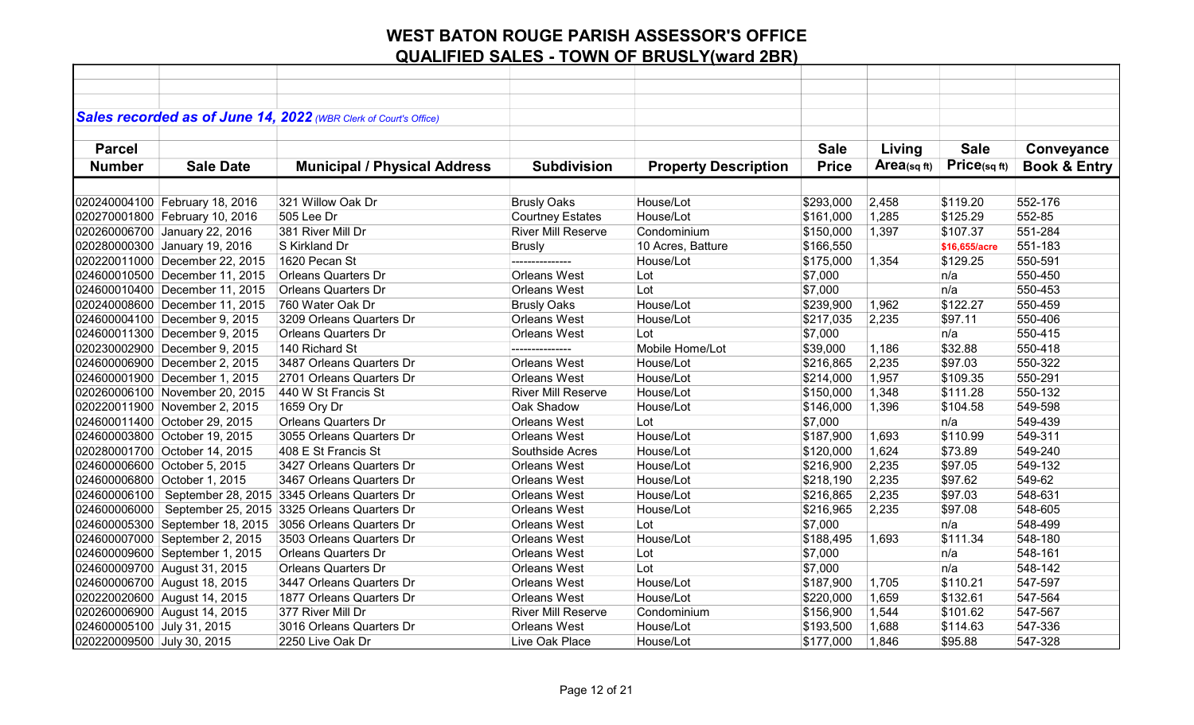# WEST BATON ROUGE PARISH ASSESSOR'S OFFICE
## QUALIFIED SALES - TOWN OF BRUSLY(ward 2BR)

***Sales recorded as of June 14, 2022** (WBR Clerk of Court's Office)*

| Parcel Number | Sale Date | Municipal / Physical Address | Subdivision | Property Description | Sale Price | Living Area(sq ft) | Sale Price(sq ft) | Conveyance Book & Entry |
|---|---|---|---|---|---|---|---|---|
| 020240004100 | February 18, 2016 | 321 Willow Oak Dr | Brusly Oaks | House/Lot | $293,000 | 2,458 | $119.20 | 552-176 |
| 020270001800 | February 10, 2016 | 505 Lee Dr | Courtney Estates | House/Lot | $161,000 | 1,285 | $125.29 | 552-85 |
| 020260006700 | January 22, 2016 | 381 River Mill Dr | River Mill Reserve | Condominium | $150,000 | 1,397 | $107.37 | 551-284 |
| 020280000300 | January 19, 2016 | S Kirkland Dr | Brusly | 10 Acres, Batture | $166,550 | | $16,655/acre | 551-183 |
| 020220011000 | December 22, 2015 | 1620 Pecan St | --------------- | House/Lot | $175,000 | 1,354 | $129.25 | 550-591 |
| 024600010500 | December 11, 2015 | Orleans Quarters Dr | Orleans West | Lot | $7,000 | | n/a | 550-450 |
| 024600010400 | December 11, 2015 | Orleans Quarters Dr | Orleans West | Lot | $7,000 | | n/a | 550-453 |
| 020240008600 | December 11, 2015 | 760 Water Oak Dr | Brusly Oaks | House/Lot | $239,900 | 1,962 | $122.27 | 550-459 |
| 024600004100 | December 9, 2015 | 3209 Orleans Quarters Dr | Orleans West | House/Lot | $217,035 | 2,235 | $97.11 | 550-406 |
| 024600011300 | December 9, 2015 | Orleans Quarters Dr | Orleans West | Lot | $7,000 | | n/a | 550-415 |
| 020230002900 | December 9, 2015 | 140 Richard St | --------------- | Mobile Home/Lot | $39,000 | 1,186 | $32.88 | 550-418 |
| 024600006900 | December 2, 2015 | 3487 Orleans Quarters Dr | Orleans West | House/Lot | $216,865 | 2,235 | $97.03 | 550-322 |
| 024600001900 | December 1, 2015 | 2701 Orleans Quarters Dr | Orleans West | House/Lot | $214,000 | 1,957 | $109.35 | 550-291 |
| 020260006100 | November 20, 2015 | 440 W St Francis St | River Mill Reserve | House/Lot | $150,000 | 1,348 | $111.28 | 550-132 |
| 020220011900 | November 2, 2015 | 1659 Ory Dr | Oak Shadow | House/Lot | $146,000 | 1,396 | $104.58 | 549-598 |
| 024600011400 | October 29, 2015 | Orleans Quarters Dr | Orleans West | Lot | $7,000 | | n/a | 549-439 |
| 024600003800 | October 19, 2015 | 3055 Orleans Quarters Dr | Orleans West | House/Lot | $187,900 | 1,693 | $110.99 | 549-311 |
| 020280001700 | October 14, 2015 | 408 E St Francis St | Southside Acres | House/Lot | $120,000 | 1,624 | $73.89 | 549-240 |
| 024600006600 | October 5, 2015 | 3427 Orleans Quarters Dr | Orleans West | House/Lot | $216,900 | 2,235 | $97.05 | 549-132 |
| 024600006800 | October 1, 2015 | 3467 Orleans Quarters Dr | Orleans West | House/Lot | $218,190 | 2,235 | $97.62 | 549-62 |
| 024600006100 | September 28, 2015 | 3345 Orleans Quarters Dr | Orleans West | House/Lot | $216,865 | 2,235 | $97.03 | 548-631 |
| 024600006000 | September 25, 2015 | 3325 Orleans Quarters Dr | Orleans West | House/Lot | $216,965 | 2,235 | $97.08 | 548-605 |
| 024600005300 | September 18, 2015 | 3056 Orleans Quarters Dr | Orleans West | Lot | $7,000 | | n/a | 548-499 |
| 024600007000 | September 2, 2015 | 3503 Orleans Quarters Dr | Orleans West | House/Lot | $188,495 | 1,693 | $111.34 | 548-180 |
| 024600009600 | September 1, 2015 | Orleans Quarters Dr | Orleans West | Lot | $7,000 | | n/a | 548-161 |
| 024600009700 | August 31, 2015 | Orleans Quarters Dr | Orleans West | Lot | $7,000 | | n/a | 548-142 |
| 024600006700 | August 18, 2015 | 3447 Orleans Quarters Dr | Orleans West | House/Lot | $187,900 | 1,705 | $110.21 | 547-597 |
| 020220020600 | August 14, 2015 | 1877 Orleans Quarters Dr | Orleans West | House/Lot | $220,000 | 1,659 | $132.61 | 547-564 |
| 020260006900 | August 14, 2015 | 377 River Mill Dr | River Mill Reserve | Condominium | $156,900 | 1,544 | $101.62 | 547-567 |
| 024600005100 | July 31, 2015 | 3016 Orleans Quarters Dr | Orleans West | House/Lot | $193,500 | 1,688 | $114.63 | 547-336 |
| 020220009500 | July 30, 2015 | 2250 Live Oak Dr | Live Oak Place | House/Lot | $177,000 | 1,846 | $95.88 | 547-328 |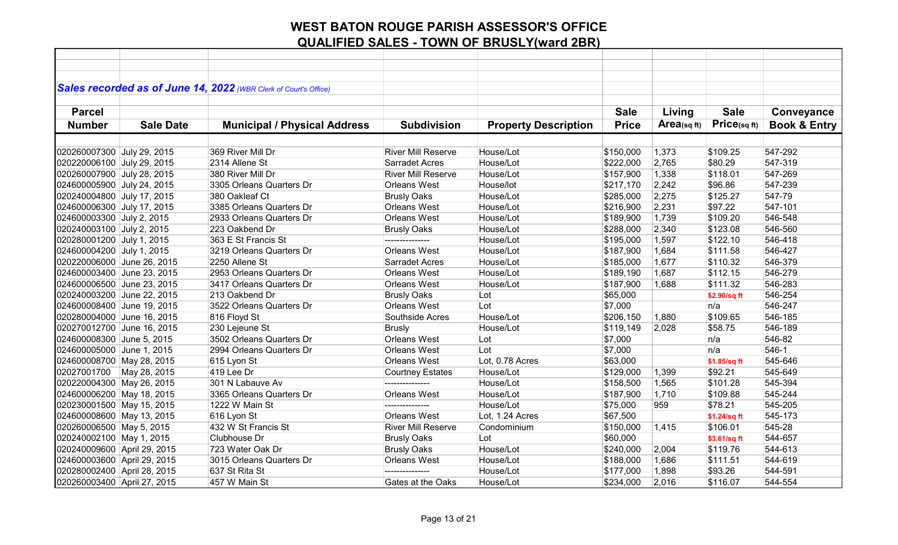# WEST BATON ROUGE PARISH ASSESSOR'S OFFICE

## QUALIFIED SALES - TOWN OF BRUSLY(ward 2BR)

***Sales recorded as of June 14, 2022** (WBR Clerk of Court's Office)*

| Parcel Number | Sale Date | Municipal / Physical Address | Subdivision | Property Description | Sale Price | Living Area(sq ft) | Sale Price(sq ft) | Conveyance Book & Entry |
|---|---|---|---|---|---|---|---|---|
| 020260007300 | July 29, 2015 | 369 River Mill Dr | River Mill Reserve | House/Lot | $150,000 | 1,373 | $109.25 | 547-292 |
| 020220006100 | July 29, 2015 | 2314 Allene St | Sarradet Acres | House/Lot | $222,000 | 2,765 | $80.29 | 547-319 |
| 020260007900 | July 28, 2015 | 380 River Mill Dr | River Mill Reserve | House/Lot | $157,900 | 1,338 | $118.01 | 547-269 |
| 024600005900 | July 24, 2015 | 3305 Orleans Quarters Dr | Orleans West | House/lot | $217,170 | 2,242 | $96.86 | 547-239 |
| 020240004800 | July 17, 2015 | 380 Oakleaf Ct | Brusly Oaks | House/Lot | $285,000 | 2,275 | $125.27 | 547-79 |
| 024600006300 | July 17, 2015 | 3385 Orleans Quarters Dr | Orleans West | House/Lot | $216,900 | 2,231 | $97.22 | 547-101 |
| 024600003300 | July 2, 2015 | 2933 Orleans Quarters Dr | Orleans West | House/Lot | $189,900 | 1,739 | $109.20 | 546-548 |
| 020240003100 | July 2, 2015 | 223 Oakbend Dr | Brusly Oaks | House/Lot | $288,000 | 2,340 | $123.08 | 546-560 |
| 020280001200 | July 1, 2015 | 363 E St Francis St | --------------- | House/Lot | $195,000 | 1,597 | $122.10 | 546-418 |
| 024600004200 | July 1, 2015 | 3219 Orleans Quarters Dr | Orleans West | House/Lot | $187,900 | 1,684 | $111.58 | 546-427 |
| 020220006000 | June 26, 2015 | 2250 Allene St | Sarradet Acres | House/Lot | $185,000 | 1,677 | $110.32 | 546-379 |
| 024600003400 | June 23, 2015 | 2953 Orleans Quarters Dr | Orleans West | House/Lot | $189,190 | 1,687 | $112.15 | 546-279 |
| 024600006500 | June 23, 2015 | 3417 Orleans Quarters Dr | Orleans West | House/Lot | $187,900 | 1,688 | $111.32 | 546-283 |
| 020240003200 | June 22, 2015 | 213 Oakbend Dr | Brusly Oaks | Lot | $65,000 | | $2.90/sq ft | 546-254 |
| 024600008400 | June 19, 2015 | 3522 Orleans Quarters Dr | Orleans West | Lot | $7,000 | | n/a | 546-247 |
| 020280004000 | June 16, 2015 | 816 Floyd St | Southside Acres | House/Lot | $206,150 | 1,880 | $109.65 | 546-185 |
| 020270012700 | June 16, 2015 | 230 Lejeune St | Brusly | House/Lot | $119,149 | 2,028 | $58.75 | 546-189 |
| 024600008300 | June 5, 2015 | 3502 Orleans Quarters Dr | Orleans West | Lot | $7,000 | | n/a | 546-82 |
| 024600005000 | June 1, 2015 | 2994 Orleans Quarters Dr | Orleans West | Lot | $7,000 | | n/a | 546-1 |
| 024600008700 | May 28, 2015 | 615 Lyon St | Orleans West | Lot, 0.78 Acres | $63,000 | | $1.85/sq ft | 545-646 |
| 02027001700 | May 28, 2015 | 419 Lee Dr | Courtney Estates | House/Lot | $129,000 | 1,399 | $92.21 | 545-649 |
| 020220004300 | May 26, 2015 | 301 N Labauve Av | --------------- | House/Lot | $158,500 | 1,565 | $101.28 | 545-394 |
| 024600006200 | May 18, 2015 | 3365 Orleans Quarters Dr | Orleans West | House/Lot | $187,900 | 1,710 | $109.88 | 545-244 |
| 020230001500 | May 15, 2015 | 1222 W Main St | --------------- | House/Lot | $75,000 | 959 | $78.21 | 545-205 |
| 024600008600 | May 13, 2015 | 616 Lyon St | Orleans West | Lot, 1.24 Acres | $67,500 | | $1.24/sq ft | 545-173 |
| 020260006500 | May 5, 2015 | 432 W St Francis St | River Mill Reserve | Condominium | $150,000 | 1,415 | $106.01 | 545-28 |
| 020240002100 | May 1, 2015 | Clubhouse Dr | Brusly Oaks | Lot | $60,000 | | $3.61/sq ft | 544-657 |
| 020240009600 | April 29, 2015 | 723 Water Oak Dr | Brusly Oaks | House/Lot | $240,000 | 2,004 | $119.76 | 544-613 |
| 024600003600 | April 29, 2015 | 3015 Orleans Quarters Dr | Orleans West | House/Lot | $188,000 | 1,686 | $111.51 | 544-619 |
| 020280002400 | April 28, 2015 | 637 St Rita St | --------------- | House/Lot | $177,000 | 1,898 | $93.26 | 544-591 |
| 020260003400 | April 27, 2015 | 457 W Main St | Gates at the Oaks | House/Lot | $234,000 | 2,016 | $116.07 | 544-554 |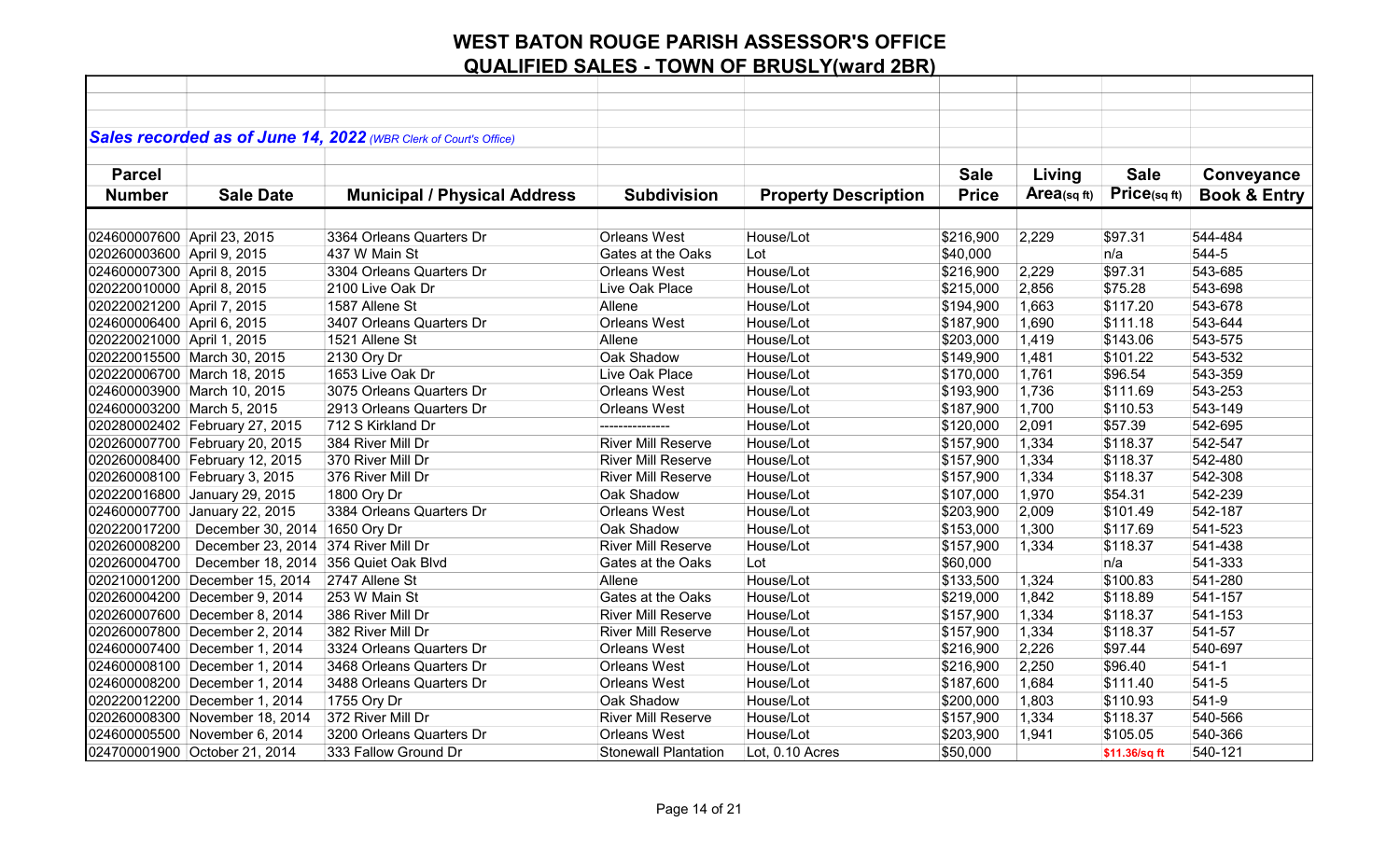# WEST BATON ROUGE PARISH ASSESSOR'S OFFICE

## QUALIFIED SALES - TOWN OF BRUSLY(ward 2BR)

***Sales recorded as of June 14, 2022*** *(WBR Clerk of Court's Office)*

| Parcel Number | Sale Date | Municipal / Physical Address | Subdivision | Property Description | Sale Price | Living Area(sq ft) | Sale Price(sq ft) | Conveyance Book & Entry |
|---|---|---|---|---|---|---|---|---|
| 024600007600 | April 23, 2015 | 3364 Orleans Quarters Dr | Orleans West | House/Lot | $216,900 | 2,229 | $97.31 | 544-484 |
| 020260003600 | April 9, 2015 | 437 W Main St | Gates at the Oaks | Lot | $40,000 | | n/a | 544-5 |
| 024600007300 | April 8, 2015 | 3304 Orleans Quarters Dr | Orleans West | House/Lot | $216,900 | 2,229 | $97.31 | 543-685 |
| 020220010000 | April 8, 2015 | 2100 Live Oak Dr | Live Oak Place | House/Lot | $215,000 | 2,856 | $75.28 | 543-698 |
| 020220021200 | April 7, 2015 | 1587 Allene St | Allene | House/Lot | $194,900 | 1,663 | $117.20 | 543-678 |
| 024600006400 | April 6, 2015 | 3407 Orleans Quarters Dr | Orleans West | House/Lot | $187,900 | 1,690 | $111.18 | 543-644 |
| 020220021000 | April 1, 2015 | 1521 Allene St | Allene | House/Lot | $203,000 | 1,419 | $143.06 | 543-575 |
| 020220015500 | March 30, 2015 | 2130 Ory Dr | Oak Shadow | House/Lot | $149,900 | 1,481 | $101.22 | 543-532 |
| 020220006700 | March 18, 2015 | 1653 Live Oak Dr | Live Oak Place | House/Lot | $170,000 | 1,761 | $96.54 | 543-359 |
| 024600003900 | March 10, 2015 | 3075 Orleans Quarters Dr | Orleans West | House/Lot | $193,900 | 1,736 | $111.69 | 543-253 |
| 024600003200 | March 5, 2015 | 2913 Orleans Quarters Dr | Orleans West | House/Lot | $187,900 | 1,700 | $110.53 | 543-149 |
| 020280002402 | February 27, 2015 | 712 S Kirkland Dr | --------------- | House/Lot | $120,000 | 2,091 | $57.39 | 542-695 |
| 020260007700 | February 20, 2015 | 384 River Mill Dr | River Mill Reserve | House/Lot | $157,900 | 1,334 | $118.37 | 542-547 |
| 020260008400 | February 12, 2015 | 370 River Mill Dr | River Mill Reserve | House/Lot | $157,900 | 1,334 | $118.37 | 542-480 |
| 020260008100 | February 3, 2015 | 376 River Mill Dr | River Mill Reserve | House/Lot | $157,900 | 1,334 | $118.37 | 542-308 |
| 020220016800 | January 29, 2015 | 1800 Ory Dr | Oak Shadow | House/Lot | $107,000 | 1,970 | $54.31 | 542-239 |
| 024600007700 | January 22, 2015 | 3384 Orleans Quarters Dr | Orleans West | House/Lot | $203,900 | 2,009 | $101.49 | 542-187 |
| 020220017200 | December 30, 2014 | 1650 Ory Dr | Oak Shadow | House/Lot | $153,000 | 1,300 | $117.69 | 541-523 |
| 020260008200 | December 23, 2014 | 374 River Mill Dr | River Mill Reserve | House/Lot | $157,900 | 1,334 | $118.37 | 541-438 |
| 020260004700 | December 18, 2014 | 356 Quiet Oak Blvd | Gates at the Oaks | Lot | $60,000 | | n/a | 541-333 |
| 020210001200 | December 15, 2014 | 2747 Allene St | Allene | House/Lot | $133,500 | 1,324 | $100.83 | 541-280 |
| 020260004200 | December 9, 2014 | 253 W Main St | Gates at the Oaks | House/Lot | $219,000 | 1,842 | $118.89 | 541-157 |
| 020260007600 | December 8, 2014 | 386 River Mill Dr | River Mill Reserve | House/Lot | $157,900 | 1,334 | $118.37 | 541-153 |
| 020260007800 | December 2, 2014 | 382 River Mill Dr | River Mill Reserve | House/Lot | $157,900 | 1,334 | $118.37 | 541-57 |
| 024600007400 | December 1, 2014 | 3324 Orleans Quarters Dr | Orleans West | House/Lot | $216,900 | 2,226 | $97.44 | 540-697 |
| 024600008100 | December 1, 2014 | 3468 Orleans Quarters Dr | Orleans West | House/Lot | $216,900 | 2,250 | $96.40 | 541-1 |
| 024600008200 | December 1, 2014 | 3488 Orleans Quarters Dr | Orleans West | House/Lot | $187,600 | 1,684 | $111.40 | 541-5 |
| 020220012200 | December 1, 2014 | 1755 Ory Dr | Oak Shadow | House/Lot | $200,000 | 1,803 | $110.93 | 541-9 |
| 020260008300 | November 18, 2014 | 372 River Mill Dr | River Mill Reserve | House/Lot | $157,900 | 1,334 | $118.37 | 540-566 |
| 024600005500 | November 6, 2014 | 3200 Orleans Quarters Dr | Orleans West | House/Lot | $203,900 | 1,941 | $105.05 | 540-366 |
| 024700001900 | October 21, 2014 | 333 Fallow Ground Dr | Stonewall Plantation | Lot, 0.10 Acres | $50,000 | | $11.36/sq ft | 540-121 |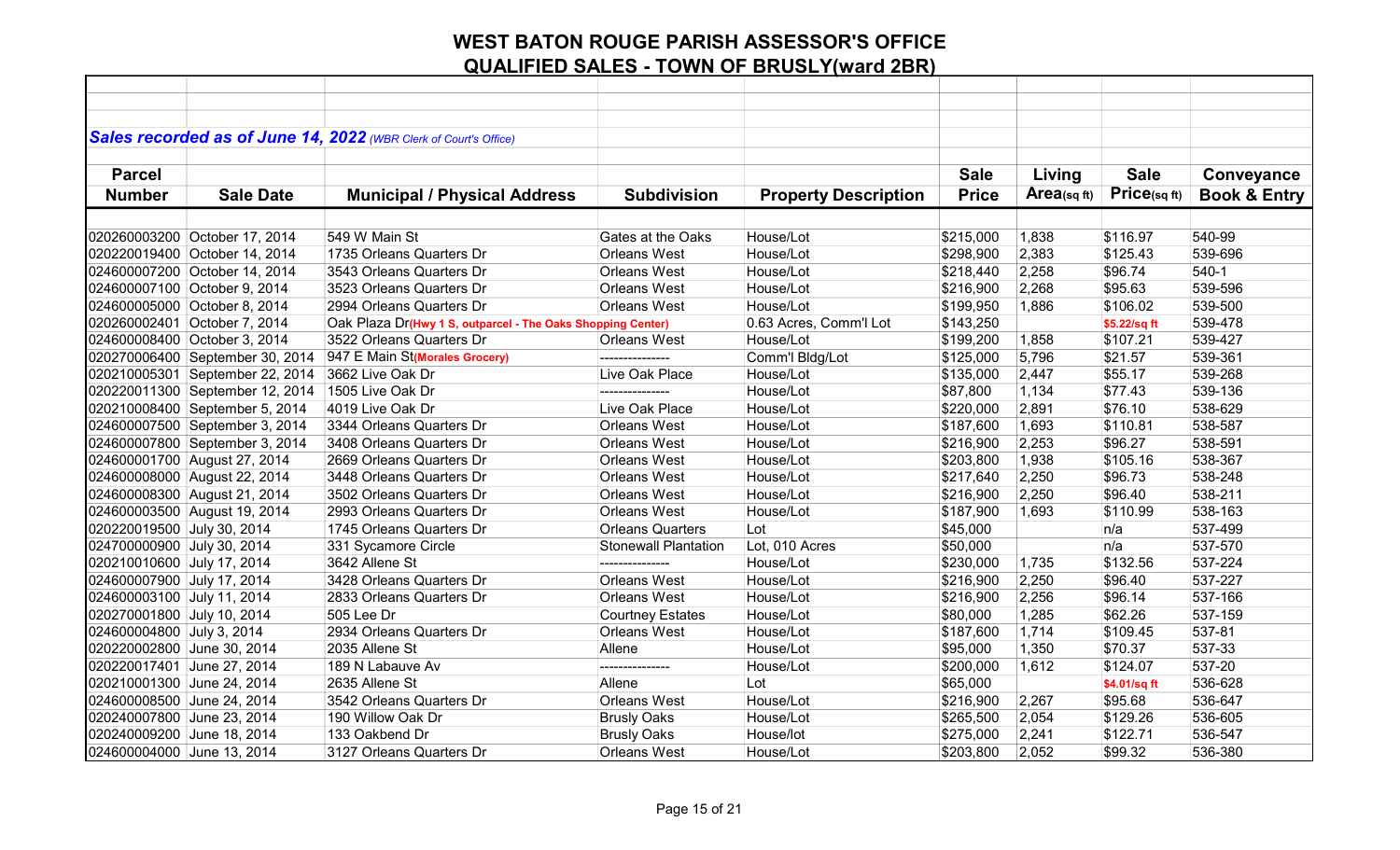# WEST BATON ROUGE PARISH ASSESSOR'S OFFICE

## QUALIFIED SALES - TOWN OF BRUSLY(ward 2BR)

***Sales recorded as of June 14, 2022*** *(WBR Clerk of Court's Office)*

| Parcel Number | Sale Date | Municipal / Physical Address | Subdivision | Property Description | Sale Price | Living Area(sq ft) | Sale Price(sq ft) | Conveyance Book & Entry |
|---|---|---|---|---|---|---|---|---|
| 020260003200 | October 17, 2014 | 549 W Main St | Gates at the Oaks | House/Lot | $215,000 | 1,838 | $116.97 | 540-99 |
| 020220019400 | October 14, 2014 | 1735 Orleans Quarters Dr | Orleans West | House/Lot | $298,900 | 2,383 | $125.43 | 539-696 |
| 024600007200 | October 14, 2014 | 3543 Orleans Quarters Dr | Orleans West | House/Lot | $218,440 | 2,258 | $96.74 | 540-1 |
| 024600007100 | October 9, 2014 | 3523 Orleans Quarters Dr | Orleans West | House/Lot | $216,900 | 2,268 | $95.63 | 539-596 |
| 024600005000 | October 8, 2014 | 2994 Orleans Quarters Dr | Orleans West | House/Lot | $199,950 | 1,886 | $106.02 | 539-500 |
| 020260002401 | October 7, 2014 | Oak Plaza Dr**(Hwy 1 S, outparcel - The Oaks Shopping Center)** | | 0.63 Acres, Comm'l Lot | $143,250 | | **$5.22/sq ft** | 539-478 |
| 024600008400 | October 3, 2014 | 3522 Orleans Quarters Dr | Orleans West | House/Lot | $199,200 | 1,858 | $107.21 | 539-427 |
| 020270006400 | September 30, 2014 | 947 E Main St**(Morales Grocery)** | --------------- | Comm'l Bldg/Lot | $125,000 | 5,796 | $21.57 | 539-361 |
| 020210005301 | September 22, 2014 | 3662 Live Oak Dr | Live Oak Place | House/Lot | $135,000 | 2,447 | $55.17 | 539-268 |
| 020220011300 | September 12, 2014 | 1505 Live Oak Dr | --------------- | House/Lot | $87,800 | 1,134 | $77.43 | 539-136 |
| 020210008400 | September 5, 2014 | 4019 Live Oak Dr | Live Oak Place | House/Lot | $220,000 | 2,891 | $76.10 | 538-629 |
| 024600007500 | September 3, 2014 | 3344 Orleans Quarters Dr | Orleans West | House/Lot | $187,600 | 1,693 | $110.81 | 538-587 |
| 024600007800 | September 3, 2014 | 3408 Orleans Quarters Dr | Orleans West | House/Lot | $216,900 | 2,253 | $96.27 | 538-591 |
| 024600001700 | August 27, 2014 | 2669 Orleans Quarters Dr | Orleans West | House/Lot | $203,800 | 1,938 | $105.16 | 538-367 |
| 024600008000 | August 22, 2014 | 3448 Orleans Quarters Dr | Orleans West | House/Lot | $217,640 | 2,250 | $96.73 | 538-248 |
| 024600008300 | August 21, 2014 | 3502 Orleans Quarters Dr | Orleans West | House/Lot | $216,900 | 2,250 | $96.40 | 538-211 |
| 024600003500 | August 19, 2014 | 2993 Orleans Quarters Dr | Orleans West | House/Lot | $187,900 | 1,693 | $110.99 | 538-163 |
| 020220019500 | July 30, 2014 | 1745 Orleans Quarters Dr | Orleans Quarters | Lot | $45,000 | | n/a | 537-499 |
| 024700000900 | July 30, 2014 | 331 Sycamore Circle | Stonewall Plantation | Lot, 010 Acres | $50,000 | | n/a | 537-570 |
| 020210010600 | July 17, 2014 | 3642 Allene St | --------------- | House/Lot | $230,000 | 1,735 | $132.56 | 537-224 |
| 024600007900 | July 17, 2014 | 3428 Orleans Quarters Dr | Orleans West | House/Lot | $216,900 | 2,250 | $96.40 | 537-227 |
| 024600003100 | July 11, 2014 | 2833 Orleans Quarters Dr | Orleans West | House/Lot | $216,900 | 2,256 | $96.14 | 537-166 |
| 020270001800 | July 10, 2014 | 505 Lee Dr | Courtney Estates | House/Lot | $80,000 | 1,285 | $62.26 | 537-159 |
| 024600004800 | July 3, 2014 | 2934 Orleans Quarters Dr | Orleans West | House/Lot | $187,600 | 1,714 | $109.45 | 537-81 |
| 020220002800 | June 30, 2014 | 2035 Allene St | Allene | House/Lot | $95,000 | 1,350 | $70.37 | 537-33 |
| 020220017401 | June 27, 2014 | 189 N Labauve Av | --------------- | House/Lot | $200,000 | 1,612 | $124.07 | 537-20 |
| 020210001300 | June 24, 2014 | 2635 Allene St | Allene | Lot | $65,000 | | **$4.01/sq ft** | 536-628 |
| 024600008500 | June 24, 2014 | 3542 Orleans Quarters Dr | Orleans West | House/Lot | $216,900 | 2,267 | $95.68 | 536-647 |
| 020240007800 | June 23, 2014 | 190 Willow Oak Dr | Brusly Oaks | House/Lot | $265,500 | 2,054 | $129.26 | 536-605 |
| 020240009200 | June 18, 2014 | 133 Oakbend Dr | Brusly Oaks | House/lot | $275,000 | 2,241 | $122.71 | 536-547 |
| 024600004000 | June 13, 2014 | 3127 Orleans Quarters Dr | Orleans West | House/Lot | $203,800 | 2,052 | $99.32 | 536-380 |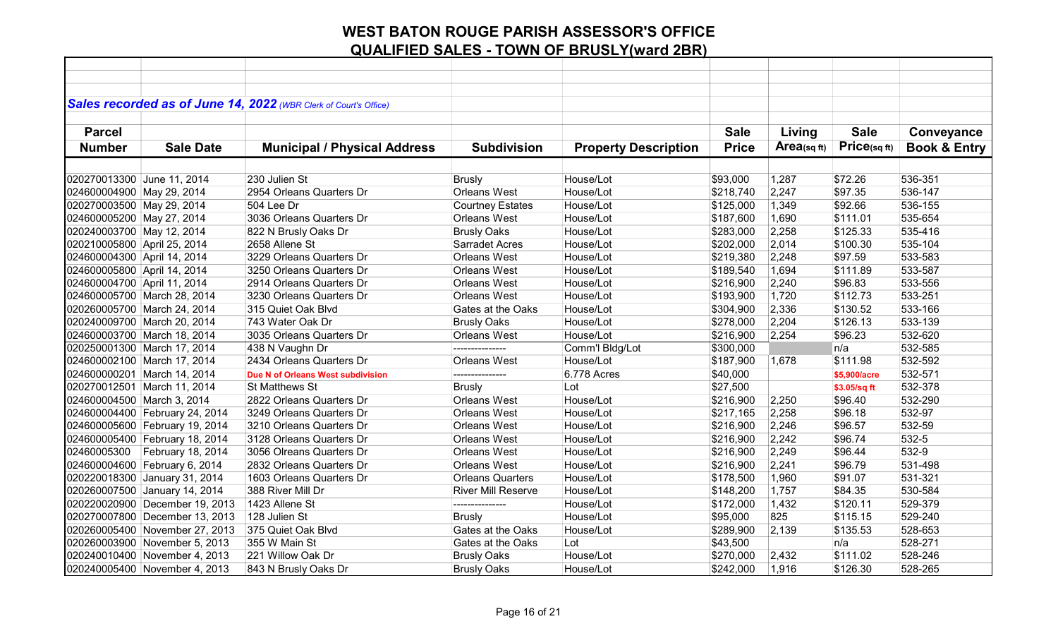# WEST BATON ROUGE PARISH ASSESSOR'S OFFICE

## QUALIFIED SALES - TOWN OF BRUSLY(ward 2BR)

***Sales recorded as of June 14, 2022*** *(WBR Clerk of Court's Office)*

| Parcel Number | Sale Date | Municipal / Physical Address | Subdivision | Property Description | Sale Price | Living Area(sq ft) | Sale Price(sq ft) | Conveyance Book & Entry |
|---|---|---|---|---|---|---|---|---|
| 020270013300 | June 11, 2014 | 230 Julien St | Brusly | House/Lot | $93,000 | 1,287 | $72.26 | 536-351 |
| 024600004900 | May 29, 2014 | 2954 Orleans Quarters Dr | Orleans West | House/Lot | $218,740 | 2,247 | $97.35 | 536-147 |
| 020270003500 | May 29, 2014 | 504 Lee Dr | Courtney Estates | House/Lot | $125,000 | 1,349 | $92.66 | 536-155 |
| 024600005200 | May 27, 2014 | 3036 Orleans Quarters Dr | Orleans West | House/Lot | $187,600 | 1,690 | $111.01 | 535-654 |
| 020240003700 | May 12, 2014 | 822 N Brusly Oaks Dr | Brusly Oaks | House/Lot | $283,000 | 2,258 | $125.33 | 535-416 |
| 020210005800 | April 25, 2014 | 2658 Allene St | Sarradet Acres | House/Lot | $202,000 | 2,014 | $100.30 | 535-104 |
| 024600004300 | April 14, 2014 | 3229 Orleans Quarters Dr | Orleans West | House/Lot | $219,380 | 2,248 | $97.59 | 533-583 |
| 024600005800 | April 14, 2014 | 3250 Orleans Quarters Dr | Orleans West | House/Lot | $189,540 | 1,694 | $111.89 | 533-587 |
| 024600004700 | April 11, 2014 | 2914 Orleans Quarters Dr | Orleans West | House/Lot | $216,900 | 2,240 | $96.83 | 533-556 |
| 024600005700 | March 28, 2014 | 3230 Orleans Quarters Dr | Orleans West | House/Lot | $193,900 | 1,720 | $112.73 | 533-251 |
| 020260005700 | March 24, 2014 | 315 Quiet Oak Blvd | Gates at the Oaks | House/Lot | $304,900 | 2,336 | $130.52 | 533-166 |
| 020240009700 | March 20, 2014 | 743 Water Oak Dr | Brusly Oaks | House/Lot | $278,000 | 2,204 | $126.13 | 533-139 |
| 024600003700 | March 18, 2014 | 3035 Orleans Quarters Dr | Orleans West | House/Lot | $216,900 | 2,254 | $96.23 | 532-620 |
| 020250001300 | March 17, 2014 | 438 N Vaughn Dr | --------------- | Comm'l Bldg/Lot | $300,000 | | n/a | 532-585 |
| 024600002100 | March 17, 2014 | 2434 Orleans Quarters Dr | Orleans West | House/Lot | $187,900 | 1,678 | $111.98 | 532-592 |
| 024600000201 | March 14, 2014 | **Due N of Orleans West subdivision** | --------------- | 6.778 Acres | $40,000 | | **$5,900/acre** | 532-571 |
| 020270012501 | March 11, 2014 | St Matthews St | Brusly | Lot | $27,500 | | **$3.05/sq ft** | 532-378 |
| 024600004500 | March 3, 2014 | 2822 Orleans Quarters Dr | Orleans West | House/Lot | $216,900 | 2,250 | $96.40 | 532-290 |
| 024600004400 | February 24, 2014 | 3249 Orleans Quarters Dr | Orleans West | House/Lot | $217,165 | 2,258 | $96.18 | 532-97 |
| 024600005600 | February 19, 2014 | 3210 Orleans Quarters Dr | Orleans West | House/Lot | $216,900 | 2,246 | $96.57 | 532-59 |
| 024600005400 | February 18, 2014 | 3128 Orleans Quarters Dr | Orleans West | House/Lot | $216,900 | 2,242 | $96.74 | 532-5 |
| 02460005300 | February 18, 2014 | 3056 Oleans Quarters Dr | Orleans West | House/Lot | $216,900 | 2,249 | $96.44 | 532-9 |
| 024600004600 | February 6, 2014 | 2832 Orleans Quarters Dr | Orleans West | House/Lot | $216,900 | 2,241 | $96.79 | 531-498 |
| 020220018300 | January 31, 2014 | 1603 Orleans Quarters Dr | Orleans Quarters | House/Lot | $178,500 | 1,960 | $91.07 | 531-321 |
| 020260007500 | January 14, 2014 | 388 River Mill Dr | River Mill Reserve | House/Lot | $148,200 | 1,757 | $84.35 | 530-584 |
| 020220020900 | December 19, 2013 | 1423 Allene St | --------------- | House/Lot | $172,000 | 1,432 | $120.11 | 529-379 |
| 020270007800 | December 13, 2013 | 128 Julien St | Brusly | House/Lot | $95,000 | 825 | $115.15 | 529-240 |
| 020260005400 | November 27, 2013 | 375 Quiet Oak Blvd | Gates at the Oaks | House/Lot | $289,900 | 2,139 | $135.53 | 528-653 |
| 020260003900 | November 5, 2013 | 355 W Main St | Gates at the Oaks | Lot | $43,500 | | n/a | 528-271 |
| 020240010400 | November 4, 2013 | 221 Willow Oak Dr | Brusly Oaks | House/Lot | $270,000 | 2,432 | $111.02 | 528-246 |
| 020240005400 | November 4, 2013 | 843 N Brusly Oaks Dr | Brusly Oaks | House/Lot | $242,000 | 1,916 | $126.30 | 528-265 |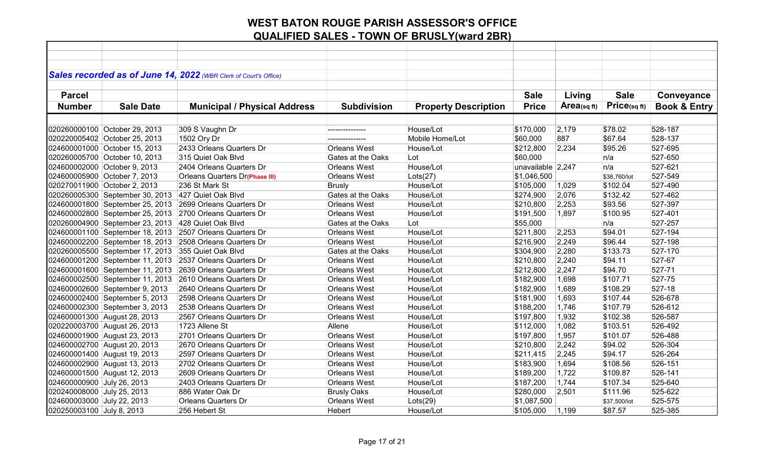# WEST BATON ROUGE PARISH ASSESSOR'S OFFICE

## QUALIFIED SALES - TOWN OF BRUSLY(ward 2BR)

***Sales recorded as of June 14, 2022** (WBR Clerk of Court's Office)*

| Parcel Number | Sale Date | Municipal / Physical Address | Subdivision | Property Description | Sale Price | Living Area(sq ft) | Sale Price(sq ft) | Conveyance Book & Entry |
|---|---|---|---|---|---|---|---|---|
| 020260000100 | October 29, 2013 | 309 S Vaughn Dr | --------------- | House/Lot | $170,000 | 2,179 | $78.02 | 528-187 |
| 020220005402 | October 25, 2013 | 1502 Ory Dr | --------------- | Mobile Home/Lot | $60,000 | 887 | $67.64 | 528-137 |
| 024600001000 | October 15, 2013 | 2433 Orleans Quarters Dr | Orleans West | House/Lot | $212,800 | 2,234 | $95.26 | 527-695 |
| 020260005700 | October 10, 2013 | 315 Quiet Oak Blvd | Gates at the Oaks | Lot | $60,000 | | n/a | 527-650 |
| 024600002000 | October 9, 2013 | 2404 Orleans Quarters Dr | Orleans West | House/Lot | unavailable | 2,247 | n/a | 527-621 |
| 024600005900 | October 7, 2013 | Orleans Quarters Dr**(Phase III)** | Orleans West | Lots(27) | $1,046,500 | | $38,760/lot | 527-549 |
| 020270011900 | October 2, 2013 | 236 St Mark St | Brusly | House/Lot | $105,000 | 1,029 | $102.04 | 527-490 |
| 020260005300 | September 30, 2013 | 427 Quiet Oak Blvd | Gates at the Oaks | House/Lot | $274,900 | 2,076 | $132.42 | 527-462 |
| 024600001800 | September 25, 2013 | 2699 Orleans Quarters Dr | Orleans West | House/Lot | $210,800 | 2,253 | $93.56 | 527-397 |
| 024600002800 | September 25, 2013 | 2700 Orleans Quarters Dr | Orleans West | House/Lot | $191,500 | 1,897 | $100.95 | 527-401 |
| 020260004900 | September 23, 2013 | 428 Quiet Oak Blvd | Gates at the Oaks | Lot | $55,000 | | n/a | 527-257 |
| 024600001100 | September 18, 2013 | 2507 Orleans Quarters Dr | Orleans West | House/Lot | $211,800 | 2,253 | $94.01 | 527-194 |
| 024600002200 | September 18, 2013 | 2508 Orleans Quarters Dr | Orleans West | House/Lot | $216,900 | 2,249 | $96.44 | 527-198 |
| 020260005500 | September 17, 2013 | 355 Quiet Oak Blvd | Gates at the Oaks | House/Lot | $304,900 | 2,280 | $133.73 | 527-170 |
| 024600001200 | September 11, 2013 | 2537 Orleans Quarters Dr | Orleans West | House/Lot | $210,800 | 2,240 | $94.11 | 527-67 |
| 024600001600 | September 11, 2013 | 2639 Orleans Quarters Dr | Orleans West | House/Lot | $212,800 | 2,247 | $94.70 | 527-71 |
| 024600002500 | September 11, 2013 | 2610 Orleans Quarters Dr | Orleans West | House/Lot | $182,900 | 1,698 | $107.71 | 527-75 |
| 024600002600 | September 9, 2013 | 2640 Orleans Quarters Dr | Orleans West | House/Lot | $182,900 | 1,689 | $108.29 | 527-18 |
| 024600002400 | September 5, 2013 | 2598 Orleans Quarters Dr | Orleans West | House/Lot | $181,900 | 1,693 | $107.44 | 526-678 |
| 024600002300 | September 3, 2013 | 2538 Orleans Quarters Dr | Orleans West | House/Lot | $188,200 | 1,746 | $107.79 | 526-612 |
| 024600001300 | August 28, 2013 | 2567 Orleans Quarters Dr | Orleans West | House/Lot | $197,800 | 1,932 | $102.38 | 526-587 |
| 020220003700 | August 26, 2013 | 1723 Allene St | Allene | House/Lot | $112,000 | 1,082 | $103.51 | 526-492 |
| 024600001900 | August 23, 2013 | 2701 Orleans Quarters Dr | Orleans West | House/Lot | $197,800 | 1,957 | $101.07 | 526-488 |
| 024600002700 | August 20, 2013 | 2670 Orleans Quarters Dr | Orleans West | House/Lot | $210,800 | 2,242 | $94.02 | 526-304 |
| 024600001400 | August 19, 2013 | 2597 Orleans Quarters Dr | Orleans West | House/Lot | $211,415 | 2,245 | $94.17 | 526-264 |
| 024600002900 | August 13, 2013 | 2702 Orleans Quarters Dr | Orleans West | House/Lot | $183,900 | 1,694 | $108.56 | 526-151 |
| 024600001500 | August 12, 2013 | 2609 Orleans Quarters Dr | Orleans West | House/Lot | $189,200 | 1,722 | $109.87 | 526-141 |
| 024600000900 | July 26, 2013 | 2403 Orleans Quarters Dr | Orleans West | House/Lot | $187,200 | 1,744 | $107.34 | 525-640 |
| 020240008000 | July 25, 2013 | 886 Water Oak Dr | Brusly Oaks | House/Lot | $280,000 | 2,501 | $111.96 | 525-622 |
| 024600003000 | July 22, 2013 | Orleans Quarters Dr | Orleans West | Lots(29) | $1,087,500 | | $37,500/lot | 525-575 |
| 020250003100 | July 8, 2013 | 256 Hebert St | Hebert | House/Lot | $105,000 | 1,199 | $87.57 | 525-385 |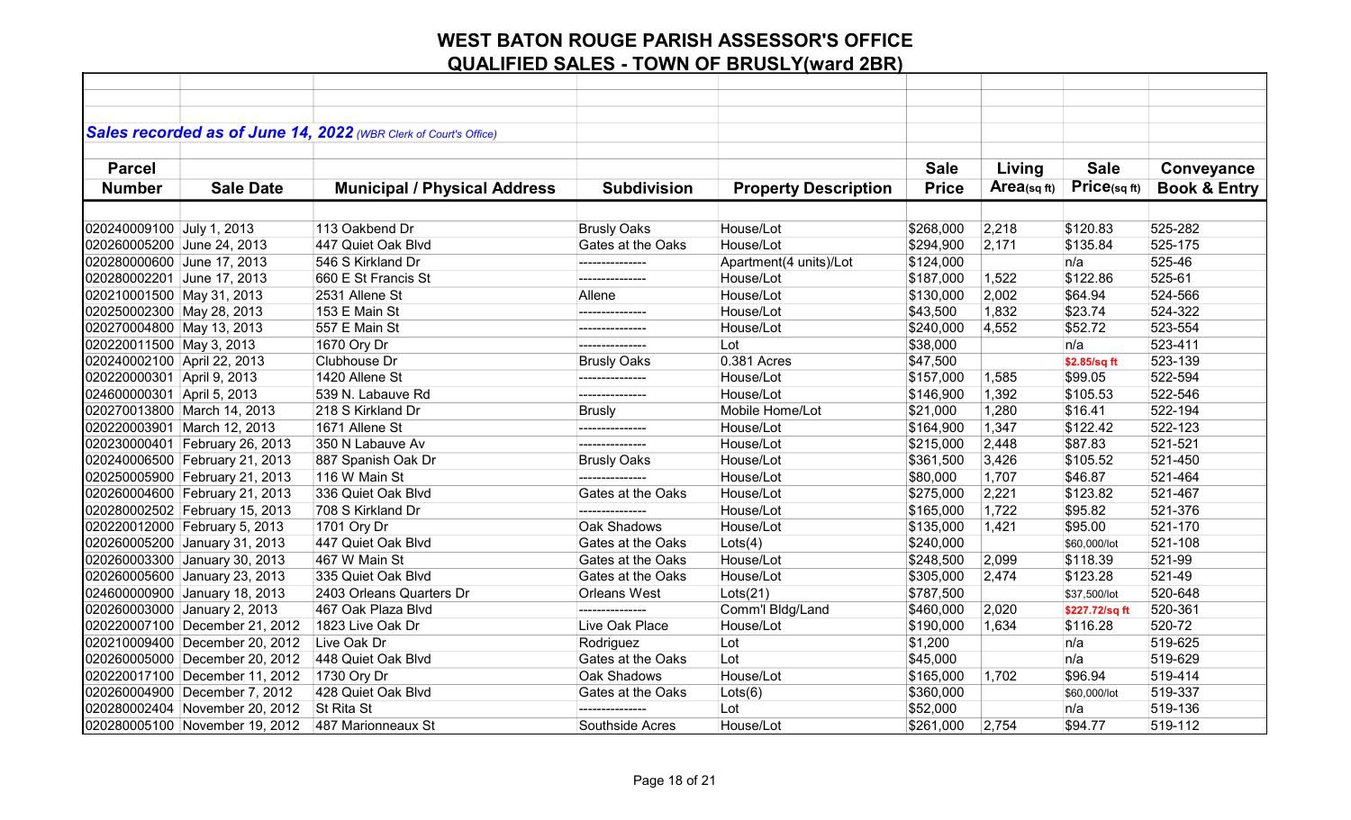# WEST BATON ROUGE PARISH ASSESSOR'S OFFICE
## QUALIFIED SALES - TOWN OF BRUSLY(ward 2BR)

***Sales recorded as of June 14, 2022*** *(WBR Clerk of Court's Office)*

| Parcel Number | Sale Date | Municipal / Physical Address | Subdivision | Property Description | Sale Price | Living Area(sq ft) | Sale Price(sq ft) | Conveyance Book & Entry |
|---|---|---|---|---|---|---|---|---|
| 020240009100 | July 1, 2013 | 113 Oakbend Dr | Brusly Oaks | House/Lot | $268,000 | 2,218 | $120.83 | 525-282 |
| 020260005200 | June 24, 2013 | 447 Quiet Oak Blvd | Gates at the Oaks | House/Lot | $294,900 | 2,171 | $135.84 | 525-175 |
| 020280000600 | June 17, 2013 | 546 S Kirkland Dr | --------------- | Apartment(4 units)/Lot | $124,000 | | n/a | 525-46 |
| 020280002201 | June 17, 2013 | 660 E St Francis St | --------------- | House/Lot | $187,000 | 1,522 | $122.86 | 525-61 |
| 020210001500 | May 31, 2013 | 2531 Allene St | Allene | House/Lot | $130,000 | 2,002 | $64.94 | 524-566 |
| 020250002300 | May 28, 2013 | 153 E Main St | --------------- | House/Lot | $43,500 | 1,832 | $23.74 | 524-322 |
| 020270004800 | May 13, 2013 | 557 E Main St | --------------- | House/Lot | $240,000 | 4,552 | $52.72 | 523-554 |
| 020220011500 | May 3, 2013 | 1670 Ory Dr | --------------- | Lot | $38,000 | | n/a | 523-411 |
| 020240002100 | April 22, 2013 | Clubhouse Dr | Brusly Oaks | 0.381 Acres | $47,500 | | $2.85/sq ft | 523-139 |
| 020220000301 | April 9, 2013 | 1420 Allene St | --------------- | House/Lot | $157,000 | 1,585 | $99.05 | 522-594 |
| 024600000301 | April 5, 2013 | 539 N. Labauve Rd | --------------- | House/Lot | $146,900 | 1,392 | $105.53 | 522-546 |
| 020270013800 | March 14, 2013 | 218 S Kirkland Dr | Brusly | Mobile Home/Lot | $21,000 | 1,280 | $16.41 | 522-194 |
| 020220003901 | March 12, 2013 | 1671 Allene St | --------------- | House/Lot | $164,900 | 1,347 | $122.42 | 522-123 |
| 020230000401 | February 26, 2013 | 350 N Labauve Av | --------------- | House/Lot | $215,000 | 2,448 | $87.83 | 521-521 |
| 020240006500 | February 21, 2013 | 887 Spanish Oak Dr | Brusly Oaks | House/Lot | $361,500 | 3,426 | $105.52 | 521-450 |
| 020250005900 | February 21, 2013 | 116 W Main St | --------------- | House/Lot | $80,000 | 1,707 | $46.87 | 521-464 |
| 020260004600 | February 21, 2013 | 336 Quiet Oak Blvd | Gates at the Oaks | House/Lot | $275,000 | 2,221 | $123.82 | 521-467 |
| 020280002502 | February 15, 2013 | 708 S Kirkland Dr | --------------- | House/Lot | $165,000 | 1,722 | $95.82 | 521-376 |
| 020220012000 | February 5, 2013 | 1701 Ory Dr | Oak Shadows | House/Lot | $135,000 | 1,421 | $95.00 | 521-170 |
| 020260005200 | January 31, 2013 | 447 Quiet Oak Blvd | Gates at the Oaks | Lots(4) | $240,000 | | $60,000/lot | 521-108 |
| 020260003300 | January 30, 2013 | 467 W Main St | Gates at the Oaks | House/Lot | $248,500 | 2,099 | $118.39 | 521-99 |
| 020260005600 | January 23, 2013 | 335 Quiet Oak Blvd | Gates at the Oaks | House/Lot | $305,000 | 2,474 | $123.28 | 521-49 |
| 024600000900 | January 18, 2013 | 2403 Orleans Quarters Dr | Orleans West | Lots(21) | $787,500 | | $37,500/lot | 520-648 |
| 020260003000 | January 2, 2013 | 467 Oak Plaza Blvd | --------------- | Comm'l Bldg/Land | $460,000 | 2,020 | $227.72/sq ft | 520-361 |
| 020220007100 | December 21, 2012 | 1823 Live Oak Dr | Live Oak Place | House/Lot | $190,000 | 1,634 | $116.28 | 520-72 |
| 020210009400 | December 20, 2012 | Live Oak Dr | Rodriguez | Lot | $1,200 | | n/a | 519-625 |
| 020260005000 | December 20, 2012 | 448 Quiet Oak Blvd | Gates at the Oaks | Lot | $45,000 | | n/a | 519-629 |
| 020220017100 | December 11, 2012 | 1730 Ory Dr | Oak Shadows | House/Lot | $165,000 | 1,702 | $96.94 | 519-414 |
| 020260004900 | December 7, 2012 | 428 Quiet Oak Blvd | Gates at the Oaks | Lots(6) | $360,000 | | $60,000/lot | 519-337 |
| 020280002404 | November 20, 2012 | St Rita St | --------------- | Lot | $52,000 | | n/a | 519-136 |
| 020280005100 | November 19, 2012 | 487 Marionneaux St | Southside Acres | House/Lot | $261,000 | 2,754 | $94.77 | 519-112 |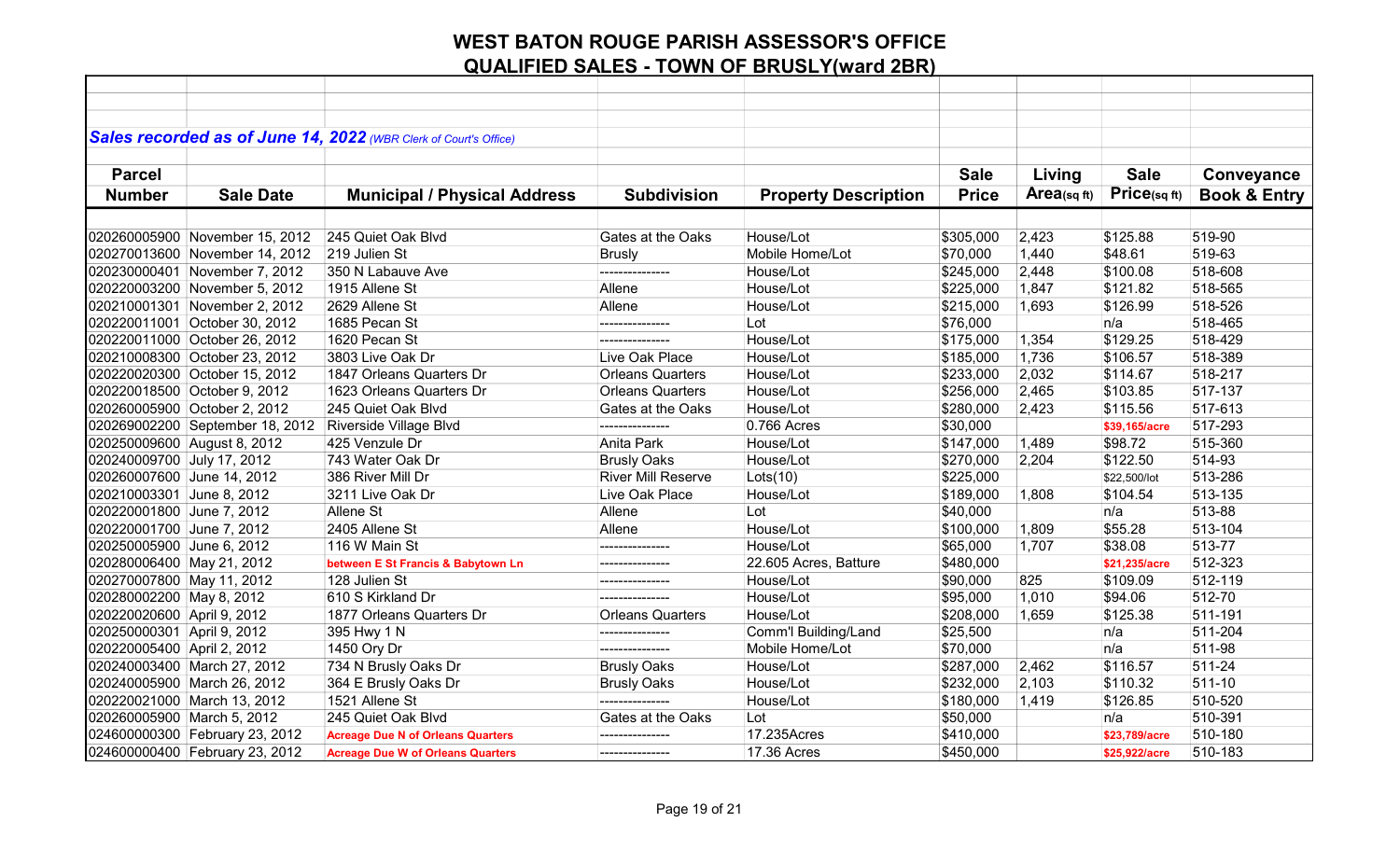# WEST BATON ROUGE PARISH ASSESSOR'S OFFICE
## QUALIFIED SALES - TOWN OF BRUSLY(ward 2BR)

***Sales recorded as of June 14, 2022** (WBR Clerk of Court's Office)*

| Parcel Number | Sale Date | Municipal / Physical Address | Subdivision | Property Description | Sale Price | Living Area(sq ft) | Sale Price(sq ft) | Conveyance Book & Entry |
|---|---|---|---|---|---|---|---|---|
| 020260005900 | November 15, 2012 | 245 Quiet Oak Blvd | Gates at the Oaks | House/Lot | $305,000 | 2,423 | $125.88 | 519-90 |
| 020270013600 | November 14, 2012 | 219 Julien St | Brusly | Mobile Home/Lot | $70,000 | 1,440 | $48.61 | 519-63 |
| 020230000401 | November 7, 2012 | 350 N Labauve Ave | --------------- | House/Lot | $245,000 | 2,448 | $100.08 | 518-608 |
| 020220003200 | November 5, 2012 | 1915 Allene St | Allene | House/Lot | $225,000 | 1,847 | $121.82 | 518-565 |
| 020210001301 | November 2, 2012 | 2629 Allene St | Allene | House/Lot | $215,000 | 1,693 | $126.99 | 518-526 |
| 020220011001 | October 30, 2012 | 1685 Pecan St | --------------- | Lot | $76,000 | | n/a | 518-465 |
| 020220011000 | October 26, 2012 | 1620 Pecan St | --------------- | House/Lot | $175,000 | 1,354 | $129.25 | 518-429 |
| 020210008300 | October 23, 2012 | 3803 Live Oak Dr | Live Oak Place | House/Lot | $185,000 | 1,736 | $106.57 | 518-389 |
| 020220020300 | October 15, 2012 | 1847 Orleans Quarters Dr | Orleans Quarters | House/Lot | $233,000 | 2,032 | $114.67 | 518-217 |
| 020220018500 | October 9, 2012 | 1623 Orleans Quarters Dr | Orleans Quarters | House/Lot | $256,000 | 2,465 | $103.85 | 517-137 |
| 020260005900 | October 2, 2012 | 245 Quiet Oak Blvd | Gates at the Oaks | House/Lot | $280,000 | 2,423 | $115.56 | 517-613 |
| 020269002200 | September 18, 2012 | Riverside Village Blvd | --------------- | 0.766 Acres | $30,000 | | $39,165/acre | 517-293 |
| 020250009600 | August 8, 2012 | 425 Venzule Dr | Anita Park | House/Lot | $147,000 | 1,489 | $98.72 | 515-360 |
| 020240009700 | July 17, 2012 | 743 Water Oak Dr | Brusly Oaks | House/Lot | $270,000 | 2,204 | $122.50 | 514-93 |
| 020260007600 | June 14, 2012 | 386 River Mill Dr | River Mill Reserve | Lots(10) | $225,000 | | $22,500/lot | 513-286 |
| 020210003301 | June 8, 2012 | 3211 Live Oak Dr | Live Oak Place | House/Lot | $189,000 | 1,808 | $104.54 | 513-135 |
| 020220001800 | June 7, 2012 | Allene St | Allene | Lot | $40,000 | | n/a | 513-88 |
| 020220001700 | June 7, 2012 | 2405 Allene St | Allene | House/Lot | $100,000 | 1,809 | $55.28 | 513-104 |
| 020250005900 | June 6, 2012 | 116 W Main St | --------------- | House/Lot | $65,000 | 1,707 | $38.08 | 513-77 |
| 020280006400 | May 21, 2012 | between E St Francis & Babytown Ln | --------------- | 22.605 Acres, Batture | $480,000 | | $21,235/acre | 512-323 |
| 020270007800 | May 11, 2012 | 128 Julien St | --------------- | House/Lot | $90,000 | 825 | $109.09 | 512-119 |
| 020280002200 | May 8, 2012 | 610 S Kirkland Dr | --------------- | House/Lot | $95,000 | 1,010 | $94.06 | 512-70 |
| 020220020600 | April 9, 2012 | 1877 Orleans Quarters Dr | Orleans Quarters | House/Lot | $208,000 | 1,659 | $125.38 | 511-191 |
| 020250000301 | April 9, 2012 | 395 Hwy 1 N | --------------- | Comm'l Building/Land | $25,500 | | n/a | 511-204 |
| 020220005400 | April 2, 2012 | 1450 Ory Dr | --------------- | Mobile Home/Lot | $70,000 | | n/a | 511-98 |
| 020240003400 | March 27, 2012 | 734 N Brusly Oaks Dr | Brusly Oaks | House/Lot | $287,000 | 2,462 | $116.57 | 511-24 |
| 020240005900 | March 26, 2012 | 364 E Brusly Oaks Dr | Brusly Oaks | House/Lot | $232,000 | 2,103 | $110.32 | 511-10 |
| 020220021000 | March 13, 2012 | 1521 Allene St | --------------- | House/Lot | $180,000 | 1,419 | $126.85 | 510-520 |
| 020260005900 | March 5, 2012 | 245 Quiet Oak Blvd | Gates at the Oaks | Lot | $50,000 | | n/a | 510-391 |
| 024600000300 | February 23, 2012 | Acreage Due N of Orleans Quarters | --------------- | 17.235Acres | $410,000 | | $23,789/acre | 510-180 |
| 024600000400 | February 23, 2012 | Acreage Due W of Orleans Quarters | --------------- | 17.36 Acres | $450,000 | | $25,922/acre | 510-183 |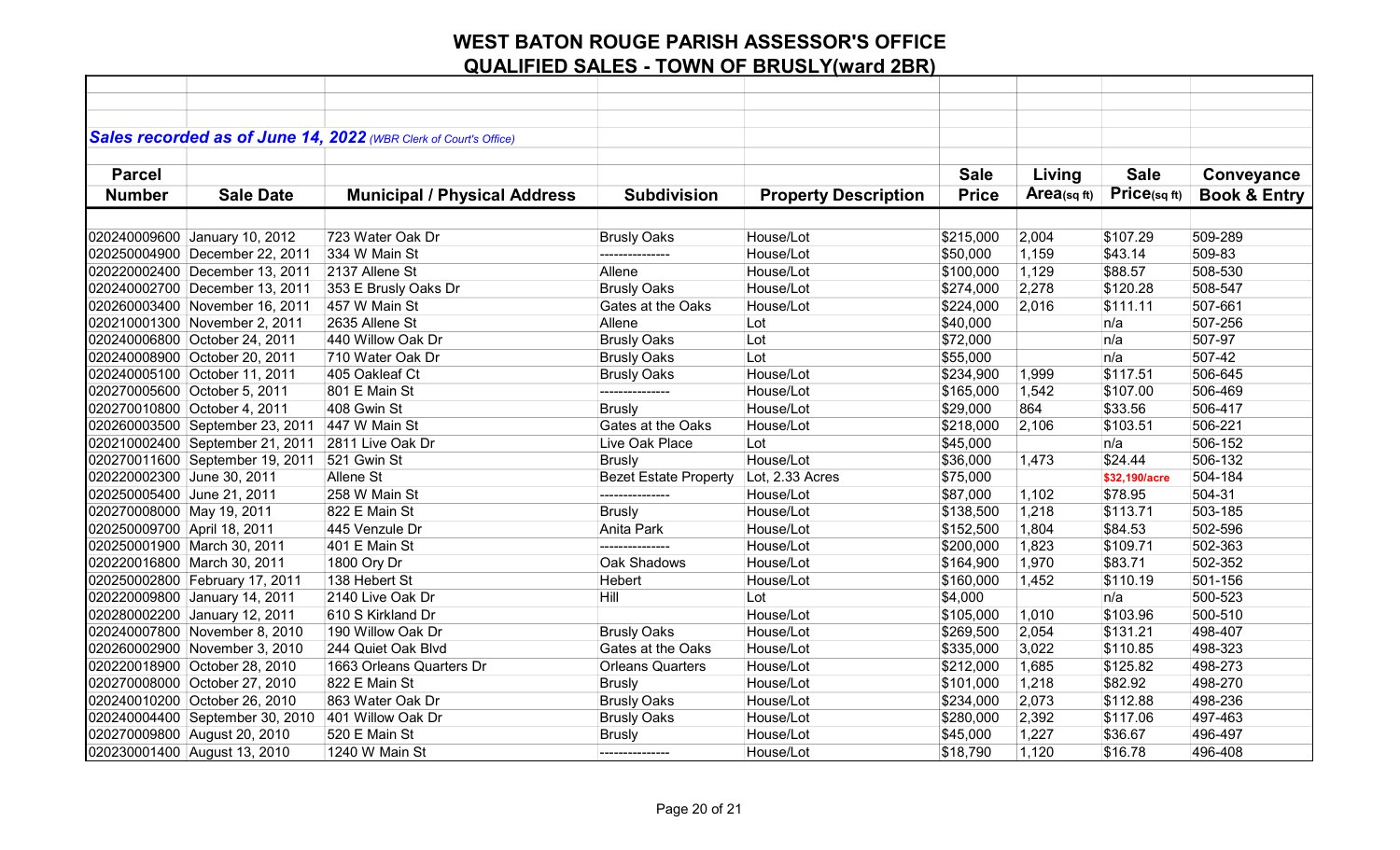# WEST BATON ROUGE PARISH ASSESSOR'S OFFICE

## QUALIFIED SALES - TOWN OF BRUSLY(ward 2BR)

***Sales recorded as of June 14, 2022*** *(WBR Clerk of Court's Office)*

| Parcel Number | Sale Date | Municipal / Physical Address | Subdivision | Property Description | Sale Price | Living Area(sq ft) | Sale Price(sq ft) | Conveyance Book & Entry |
|---|---|---|---|---|---|---|---|---|
| 020240009600 | January 10, 2012 | 723 Water Oak Dr | Brusly Oaks | House/Lot | $215,000 | 2,004 | $107.29 | 509-289 |
| 020250004900 | December 22, 2011 | 334 W Main St | --------------- | House/Lot | $50,000 | 1,159 | $43.14 | 509-83 |
| 020220002400 | December 13, 2011 | 2137 Allene St | Allene | House/Lot | $100,000 | 1,129 | $88.57 | 508-530 |
| 020240002700 | December 13, 2011 | 353 E Brusly Oaks Dr | Brusly Oaks | House/Lot | $274,000 | 2,278 | $120.28 | 508-547 |
| 020260003400 | November 16, 2011 | 457 W Main St | Gates at the Oaks | House/Lot | $224,000 | 2,016 | $111.11 | 507-661 |
| 020210001300 | November 2, 2011 | 2635 Allene St | Allene | Lot | $40,000 | | n/a | 507-256 |
| 020240006800 | October 24, 2011 | 440 Willow Oak Dr | Brusly Oaks | Lot | $72,000 | | n/a | 507-97 |
| 020240008900 | October 20, 2011 | 710 Water Oak Dr | Brusly Oaks | Lot | $55,000 | | n/a | 507-42 |
| 020240005100 | October 11, 2011 | 405 Oakleaf Ct | Brusly Oaks | House/Lot | $234,900 | 1,999 | $117.51 | 506-645 |
| 020270005600 | October 5, 2011 | 801 E Main St | --------------- | House/Lot | $165,000 | 1,542 | $107.00 | 506-469 |
| 020270010800 | October 4, 2011 | 408 Gwin St | Brusly | House/Lot | $29,000 | 864 | $33.56 | 506-417 |
| 020260003500 | September 23, 2011 | 447 W Main St | Gates at the Oaks | House/Lot | $218,000 | 2,106 | $103.51 | 506-221 |
| 020210002400 | September 21, 2011 | 2811 Live Oak Dr | Live Oak Place | Lot | $45,000 | | n/a | 506-152 |
| 020270011600 | September 19, 2011 | 521 Gwin St | Brusly | House/Lot | $36,000 | 1,473 | $24.44 | 506-132 |
| 020220002300 | June 30, 2011 | Allene St | Bezet Estate Property | Lot, 2.33 Acres | $75,000 | | $32,190/acre | 504-184 |
| 020250005400 | June 21, 2011 | 258 W Main St | --------------- | House/Lot | $87,000 | 1,102 | $78.95 | 504-31 |
| 020270008000 | May 19, 2011 | 822 E Main St | Brusly | House/Lot | $138,500 | 1,218 | $113.71 | 503-185 |
| 020250009700 | April 18, 2011 | 445 Venzule Dr | Anita Park | House/Lot | $152,500 | 1,804 | $84.53 | 502-596 |
| 020250001900 | March 30, 2011 | 401 E Main St | --------------- | House/Lot | $200,000 | 1,823 | $109.71 | 502-363 |
| 020220016800 | March 30, 2011 | 1800 Ory Dr | Oak Shadows | House/Lot | $164,900 | 1,970 | $83.71 | 502-352 |
| 020250002800 | February 17, 2011 | 138 Hebert St | Hebert | House/Lot | $160,000 | 1,452 | $110.19 | 501-156 |
| 020220009800 | January 14, 2011 | 2140 Live Oak Dr | Hill | Lot | $4,000 | | n/a | 500-523 |
| 020280002200 | January 12, 2011 | 610 S Kirkland Dr | | House/Lot | $105,000 | 1,010 | $103.96 | 500-510 |
| 020240007800 | November 8, 2010 | 190 Willow Oak Dr | Brusly Oaks | House/Lot | $269,500 | 2,054 | $131.21 | 498-407 |
| 020260002900 | November 3, 2010 | 244 Quiet Oak Blvd | Gates at the Oaks | House/Lot | $335,000 | 3,022 | $110.85 | 498-323 |
| 020220018900 | October 28, 2010 | 1663 Orleans Quarters Dr | Orleans Quarters | House/Lot | $212,000 | 1,685 | $125.82 | 498-273 |
| 020270008000 | October 27, 2010 | 822 E Main St | Brusly | House/Lot | $101,000 | 1,218 | $82.92 | 498-270 |
| 020240010200 | October 26, 2010 | 863 Water Oak Dr | Brusly Oaks | House/Lot | $234,000 | 2,073 | $112.88 | 498-236 |
| 020240004400 | September 30, 2010 | 401 Willow Oak Dr | Brusly Oaks | House/Lot | $280,000 | 2,392 | $117.06 | 497-463 |
| 020270009800 | August 20, 2010 | 520 E Main St | Brusly | House/Lot | $45,000 | 1,227 | $36.67 | 496-497 |
| 020230001400 | August 13, 2010 | 1240 W Main St | --------------- | House/Lot | $18,790 | 1,120 | $16.78 | 496-408 |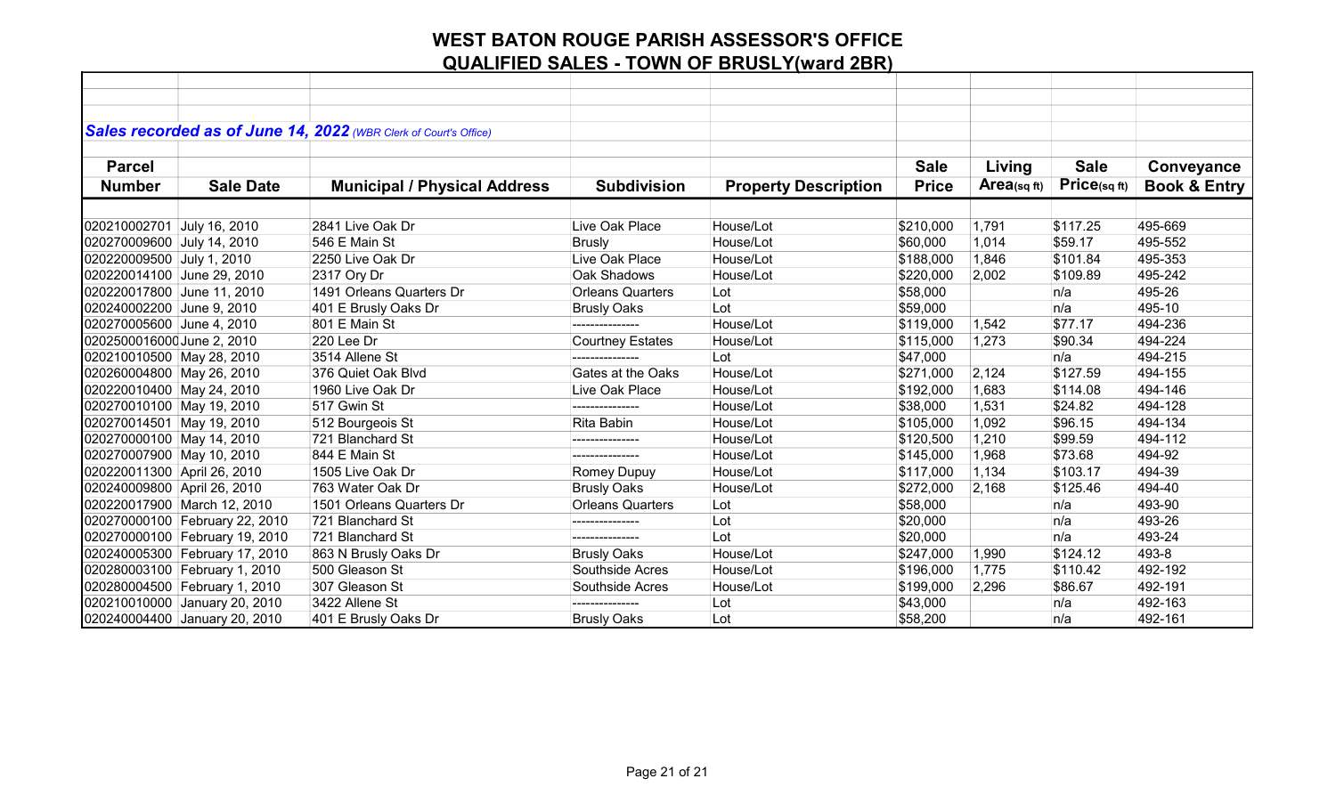# WEST BATON ROUGE PARISH ASSESSOR'S OFFICE

## QUALIFIED SALES - TOWN OF BRUSLY(ward 2BR)

***Sales recorded as of June 14, 2022*** *(WBR Clerk of Court's Office)*

| Parcel Number | Sale Date | Municipal / Physical Address | Subdivision | Property Description | Sale Price | Living Area(sq ft) | Sale Price(sq ft) | Conveyance Book & Entry |
|---|---|---|---|---|---|---|---|---|
| 020210002701 | July 16, 2010 | 2841 Live Oak Dr | Live Oak Place | House/Lot | $210,000 | 1,791 | $117.25 | 495-669 |
| 020270009600 | July 14, 2010 | 546 E Main St | Brusly | House/Lot | $60,000 | 1,014 | $59.17 | 495-552 |
| 020220009500 | July 1, 2010 | 2250 Live Oak Dr | Live Oak Place | House/Lot | $188,000 | 1,846 | $101.84 | 495-353 |
| 020220014100 | June 29, 2010 | 2317 Ory Dr | Oak Shadows | House/Lot | $220,000 | 2,002 | $109.89 | 495-242 |
| 020220017800 | June 11, 2010 | 1491 Orleans Quarters Dr | Orleans Quarters | Lot | $58,000 | | n/a | 495-26 |
| 020240002200 | June 9, 2010 | 401 E Brusly Oaks Dr | Brusly Oaks | Lot | $59,000 | | n/a | 495-10 |
| 020270005600 | June 4, 2010 | 801 E Main St | --------------- | House/Lot | $119,000 | 1,542 | $77.17 | 494-236 |
| 020250001600 | June 2, 2010 | 220 Lee Dr | Courtney Estates | House/Lot | $115,000 | 1,273 | $90.34 | 494-224 |
| 020210010500 | May 28, 2010 | 3514 Allene St | --------------- | Lot | $47,000 | | n/a | 494-215 |
| 020260004800 | May 26, 2010 | 376 Quiet Oak Blvd | Gates at the Oaks | House/Lot | $271,000 | 2,124 | $127.59 | 494-155 |
| 020220010400 | May 24, 2010 | 1960 Live Oak Dr | Live Oak Place | House/Lot | $192,000 | 1,683 | $114.08 | 494-146 |
| 020270010100 | May 19, 2010 | 517 Gwin St | --------------- | House/Lot | $38,000 | 1,531 | $24.82 | 494-128 |
| 020270014501 | May 19, 2010 | 512 Bourgeois St | Rita Babin | House/Lot | $105,000 | 1,092 | $96.15 | 494-134 |
| 020270000100 | May 14, 2010 | 721 Blanchard St | --------------- | House/Lot | $120,500 | 1,210 | $99.59 | 494-112 |
| 020270007900 | May 10, 2010 | 844 E Main St | --------------- | House/Lot | $145,000 | 1,968 | $73.68 | 494-92 |
| 020220011300 | April 26, 2010 | 1505 Live Oak Dr | Romey Dupuy | House/Lot | $117,000 | 1,134 | $103.17 | 494-39 |
| 020240009800 | April 26, 2010 | 763 Water Oak Dr | Brusly Oaks | House/Lot | $272,000 | 2,168 | $125.46 | 494-40 |
| 020220017900 | March 12, 2010 | 1501 Orleans Quarters Dr | Orleans Quarters | Lot | $58,000 | | n/a | 493-90 |
| 020270000100 | February 22, 2010 | 721 Blanchard St | --------------- | Lot | $20,000 | | n/a | 493-26 |
| 020270000100 | February 19, 2010 | 721 Blanchard St | --------------- | Lot | $20,000 | | n/a | 493-24 |
| 020240005300 | February 17, 2010 | 863 N Brusly Oaks Dr | Brusly Oaks | House/Lot | $247,000 | 1,990 | $124.12 | 493-8 |
| 020280003100 | February 1, 2010 | 500 Gleason St | Southside Acres | House/Lot | $196,000 | 1,775 | $110.42 | 492-192 |
| 020280004500 | February 1, 2010 | 307 Gleason St | Southside Acres | House/Lot | $199,000 | 2,296 | $86.67 | 492-191 |
| 020210010000 | January 20, 2010 | 3422 Allene St | --------------- | Lot | $43,000 | | n/a | 492-163 |
| 020240004400 | January 20, 2010 | 401 E Brusly Oaks Dr | Brusly Oaks | Lot | $58,200 | | n/a | 492-161 |